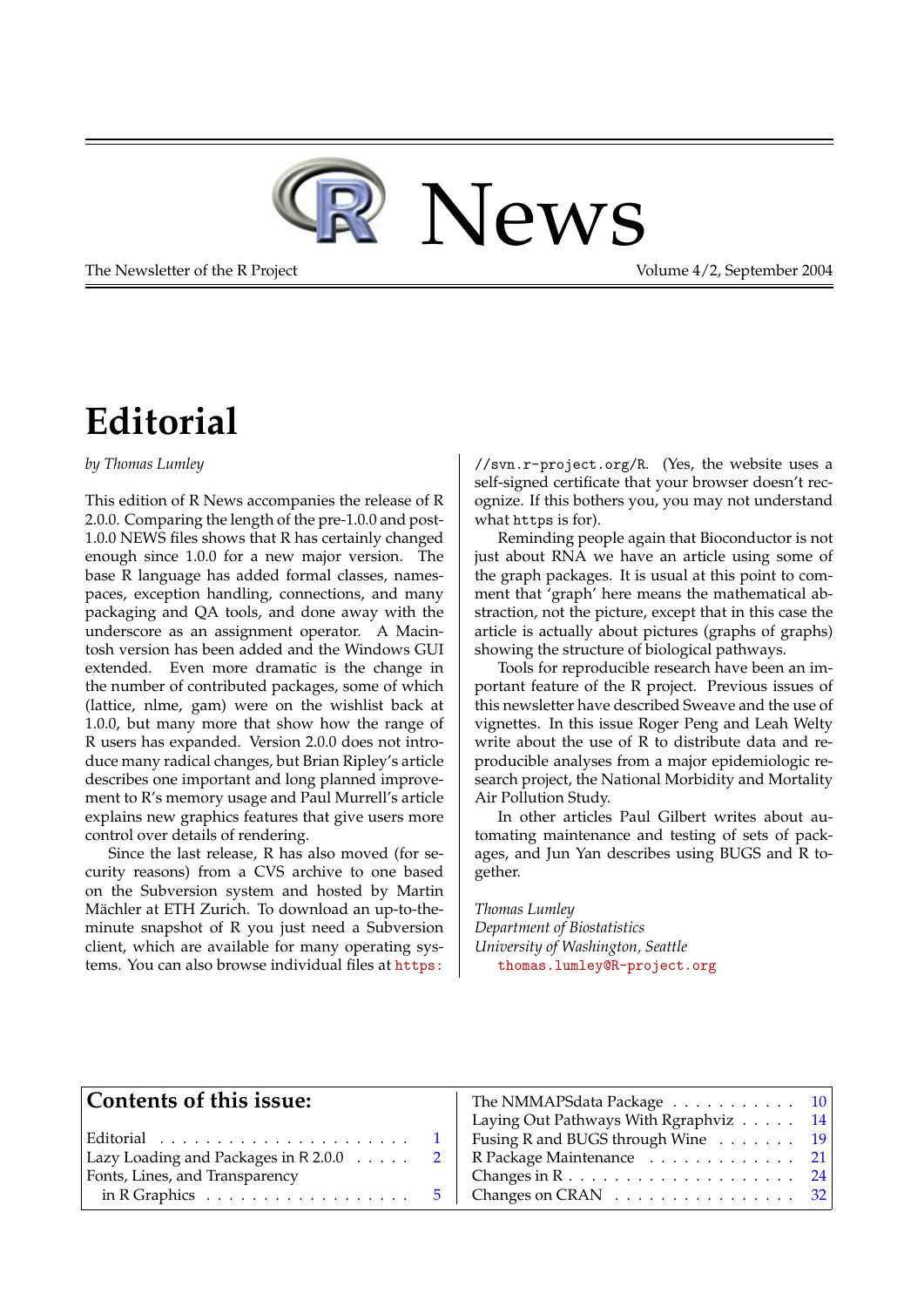# R News

The Newsletter of the R Project — Volume 4/2, September 2004

## Editorial

*by Thomas Lumley*

This edition of R News accompanies the release of R 2.0.0. Comparing the length of the pre-1.0.0 and post-1.0.0 NEWS files shows that R has certainly changed enough since 1.0.0 for a new major version. The base R language has added formal classes, namespaces, exception handling, connections, and many packaging and QA tools, and done away with the underscore as an assignment operator. A Macintosh version has been added and the Windows GUI extended. Even more dramatic is the change in the number of contributed packages, some of which (lattice, nlme, gam) were on the wishlist back at 1.0.0, but many more that show how the range of R users has expanded. Version 2.0.0 does not introduce many radical changes, but Brian Ripley's article describes one important and long planned improvement to R's memory usage and Paul Murrell's article explains new graphics features that give users more control over details of rendering.

Since the last release, R has also moved (for security reasons) from a CVS archive to one based on the Subversion system and hosted by Martin Mächler at ETH Zurich. To download an up-to-the-minute snapshot of R you just need a Subversion client, which are available for many operating systems. You can also browse individual files at `https://svn.r-project.org/R`. (Yes, the website uses a self-signed certificate that your browser doesn't recognize. If this bothers you, you may not understand what `https` is for).

Reminding people again that Bioconductor is not just about RNA we have an article using some of the graph packages. It is usual at this point to comment that 'graph' here means the mathematical abstraction, not the picture, except that in this case the article is actually about pictures (graphs of graphs) showing the structure of biological pathways.

Tools for reproducible research have been an important feature of the R project. Previous issues of this newsletter have described Sweave and the use of vignettes. In this issue Roger Peng and Leah Welty write about the use of R to distribute data and reproducible analyses from a major epidemiologic research project, the National Morbidity and Mortality Air Pollution Study.

In other articles Paul Gilbert writes about automating maintenance and testing of sets of packages, and Jun Yan describes using BUGS and R together.

*Thomas Lumley*
*Department of Biostatistics*
*University of Washington, Seattle*
`thomas.lumley@R-project.org`

### Contents of this issue:

| | |
|---|---|
| Editorial | 1 |
| Lazy Loading and Packages in R 2.0.0 | 2 |
| Fonts, Lines, and Transparency in R Graphics | 5 |
| The NMMAPSdata Package | 10 |
| Laying Out Pathways With Rgraphviz | 14 |
| Fusing R and BUGS through Wine | 19 |
| R Package Maintenance | 21 |
| Changes in R | 24 |
| Changes on CRAN | 32 |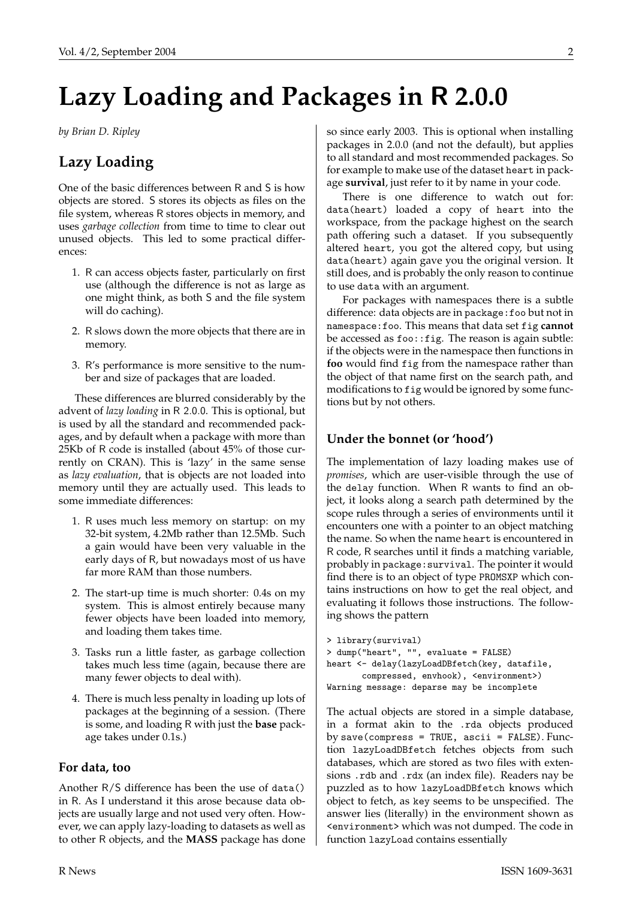# Lazy Loading and Packages in R 2.0.0

*by Brian D. Ripley*

## Lazy Loading

One of the basic differences between R and S is how objects are stored. S stores its objects as files on the file system, whereas R stores objects in memory, and uses *garbage collection* from time to time to clear out unused objects. This led to some practical differences:

1. R can access objects faster, particularly on first use (although the difference is not as large as one might think, as both S and the file system will do caching).
2. R slows down the more objects that there are in memory.
3. R's performance is more sensitive to the number and size of packages that are loaded.

These differences are blurred considerably by the advent of *lazy loading* in R 2.0.0. This is optional, but is used by all the standard and recommended packages, and by default when a package with more than 25Kb of R code is installed (about 45% of those currently on CRAN). This is 'lazy' in the same sense as *lazy evaluation*, that is objects are not loaded into memory until they are actually used. This leads to some immediate differences:

1. R uses much less memory on startup: on my 32-bit system, 4.2Mb rather than 12.5Mb. Such a gain would have been very valuable in the early days of R, but nowadays most of us have far more RAM than those numbers.
2. The start-up time is much shorter: 0.4s on my system. This is almost entirely because many fewer objects have been loaded into memory, and loading them takes time.
3. Tasks run a little faster, as garbage collection takes much less time (again, because there are many fewer objects to deal with).
4. There is much less penalty in loading up lots of packages at the beginning of a session. (There is some, and loading R with just the **base** package takes under 0.1s.)

### For data, too

Another R/S difference has been the use of `data()` in R. As I understand it this arose because data objects are usually large and not used very often. However, we can apply lazy-loading to datasets as well as to other R objects, and the **MASS** package has done so since early 2003. This is optional when installing packages in 2.0.0 (and not the default), but applies to all standard and most recommended packages. So for example to make use of the dataset `heart` in package **survival**, just refer to it by name in your code.

There is one difference to watch out for: `data(heart)` loaded a copy of `heart` into the workspace, from the package highest on the search path offering such a dataset. If you subsequently altered `heart`, you got the altered copy, but using `data(heart)` again gave you the original version. It still does, and is probably the only reason to continue to use `data` with an argument.

For packages with namespaces there is a subtle difference: data objects are in `package:foo` but not in `namespace:foo`. This means that data set `fig` **cannot** be accessed as `foo::fig`. The reason is again subtle: if the objects were in the namespace then functions in **foo** would find `fig` from the namespace rather than the object of that name first on the search path, and modifications to `fig` would be ignored by some functions but by not others.

### Under the bonnet (or 'hood')

The implementation of lazy loading makes use of *promises*, which are user-visible through the use of the `delay` function. When R wants to find an object, it looks along a search path determined by the scope rules through a series of environments until it encounters one with a pointer to an object matching the name. So when the name `heart` is encountered in R code, R searches until it finds a matching variable, probably in `package:survival`. The pointer it would find there is to an object of type `PROMSXP` which contains instructions on how to get the real object, and evaluating it follows those instructions. The following shows the pattern

```
> library(survival)
> dump("heart", "", evaluate = FALSE)
heart <- delay(lazyLoadDBfetch(key, datafile,
       compressed, envhook), <environment>)
Warning message: deparse may be incomplete
```

The actual objects are stored in a simple database, in a format akin to the `.rda` objects produced by `save(compress = TRUE, ascii = FALSE)`. Function `lazyLoadDBfetch` fetches objects from such databases, which are stored as two files with extensions `.rdb` and `.rdx` (an index file). Readers nay be puzzled as to how `lazyLoadDBfetch` knows which object to fetch, as `key` seems to be unspecified. The answer lies (literally) in the environment shown as `<environment>` which was not dumped. The code in function `lazyLoad` contains essentially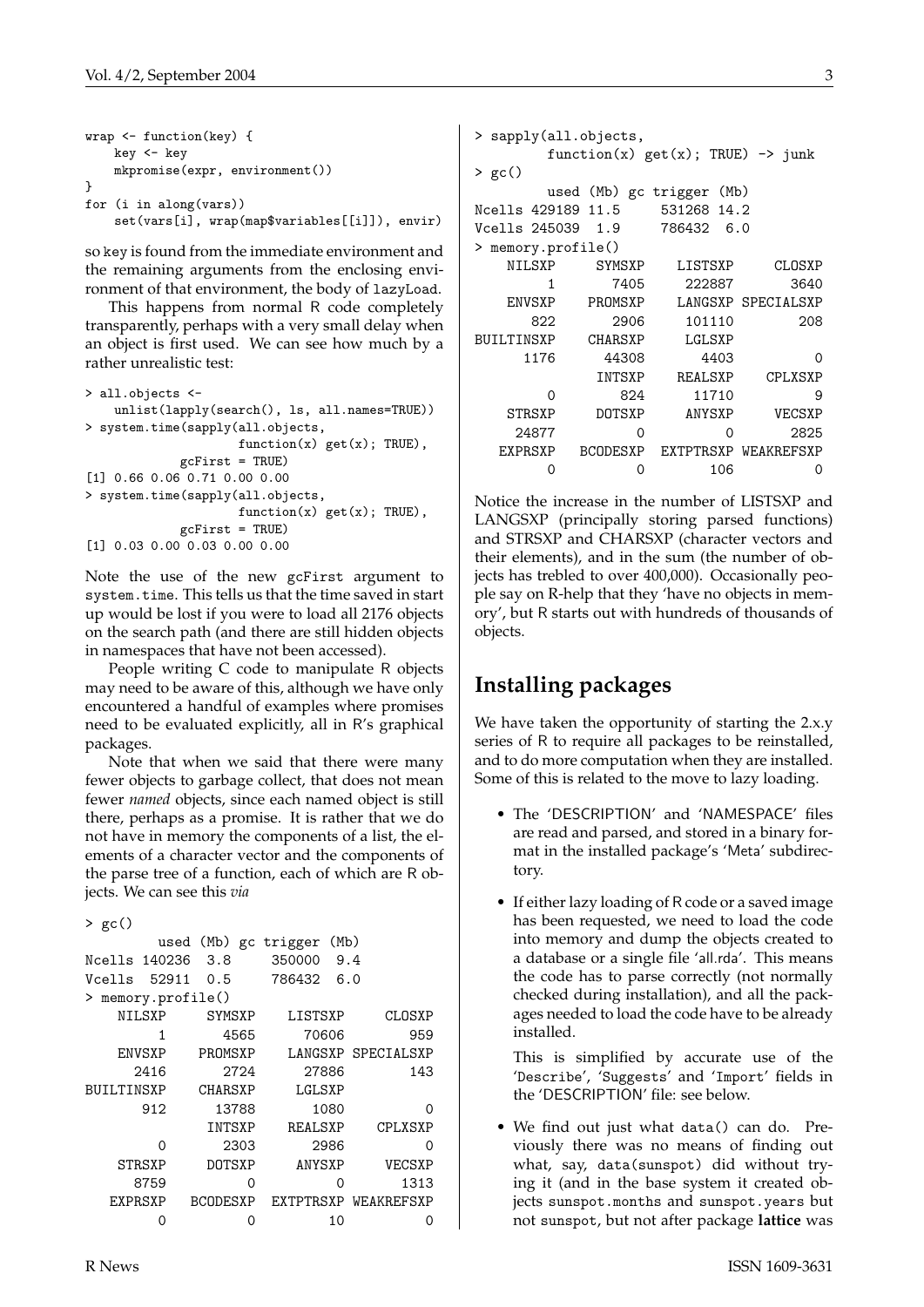```
wrap <- function(key) {
    key <- key
    mkpromise(expr, environment())
}
for (i in along(vars))
    set(vars[i], wrap(map$variables[[i]]), envir)
```

so key is found from the immediate environment and the remaining arguments from the enclosing environment of that environment, the body of lazyLoad.

This happens from normal R code completely transparently, perhaps with a very small delay when an object is first used. We can see how much by a rather unrealistic test:

```
> all.objects <-
    unlist(lapply(search(), ls, all.names=TRUE))
> system.time(sapply(all.objects,
                     function(x) get(x); TRUE),
              gcFirst = TRUE)
[1] 0.66 0.06 0.71 0.00 0.00
> system.time(sapply(all.objects,
                     function(x) get(x); TRUE),
              gcFirst = TRUE)
[1] 0.03 0.00 0.03 0.00 0.00
```

Note the use of the new gcFirst argument to system.time. This tells us that the time saved in start up would be lost if you were to load all 2176 objects on the search path (and there are still hidden objects in namespaces that have not been accessed).

People writing C code to manipulate R objects may need to be aware of this, although we have only encountered a handful of examples where promises need to be evaluated explicitly, all in R's graphical packages.

Note that when we said that there were many fewer objects to garbage collect, that does not mean fewer *named* objects, since each named object is still there, perhaps as a promise. It is rather that we do not have in memory the components of a list, the elements of a character vector and the components of the parse tree of a function, each of which are R objects. We can see this *via*

```
> gc()
         used (Mb) gc trigger (Mb)
Ncells 140236  3.8     350000  9.4
Vcells  52911  0.5     786432  6.0
> memory.profile()
    NILSXP     SYMSXP    LISTSXP     CLOSXP
         1       4565      70606        959
    ENVSXP    PROMSXP    LANGSXP SPECIALSXP
      2416       2724      27886        143
BUILTINSXP    CHARSXP     LGLSXP
       912      13788       1080          0
               INTSXP    REALSXP    CPLXSXP
         0       2303       2986          0
    STRSXP     DOTSXP     ANYSXP     VECSXP
      8759          0          0       1313
   EXPRSXP   BCODESXP  EXTPTRSXP WEAKREFSXP
         0          0         10          0
```

```
> sapply(all.objects,
         function(x) get(x); TRUE) -> junk
> gc()
         used (Mb) gc trigger (Mb)
Ncells 429189 11.5     531268 14.2
Vcells 245039  1.9     786432  6.0
> memory.profile()
    NILSXP     SYMSXP    LISTSXP     CLOSXP
         1       7405     222887       3640
    ENVSXP    PROMSXP    LANGSXP SPECIALSXP
       822       2906     101110        208
BUILTINSXP    CHARSXP     LGLSXP
      1176      44308       4403          0
               INTSXP    REALSXP    CPLXSXP
         0        824      11710          9
    STRSXP     DOTSXP     ANYSXP     VECSXP
     24877          0          0       2825
   EXPRSXP   BCODESXP  EXTPTRSXP WEAKREFSXP
         0          0        106          0
```

Notice the increase in the number of LISTSXP and LANGSXP (principally storing parsed functions) and STRSXP and CHARSXP (character vectors and their elements), and in the sum (the number of objects has trebled to over 400,000). Occasionally people say on R-help that they 'have no objects in memory', but R starts out with hundreds of thousands of objects.

## Installing packages

We have taken the opportunity of starting the 2.x.y series of R to require all packages to be reinstalled, and to do more computation when they are installed. Some of this is related to the move to lazy loading.

- The 'DESCRIPTION' and 'NAMESPACE' files are read and parsed, and stored in a binary format in the installed package's 'Meta' subdirectory.
- If either lazy loading of R code or a saved image has been requested, we need to load the code into memory and dump the objects created to a database or a single file 'all.rda'. This means the code has to parse correctly (not normally checked during installation), and all the packages needed to load the code have to be already installed.

  This is simplified by accurate use of the 'Describe', 'Suggests' and 'Import' fields in the 'DESCRIPTION' file: see below.
- We find out just what data() can do. Previously there was no means of finding out what, say, data(sunspot) did without trying it (and in the base system it created objects sunspot.months and sunspot.years but not sunspot, but not after package **lattice** was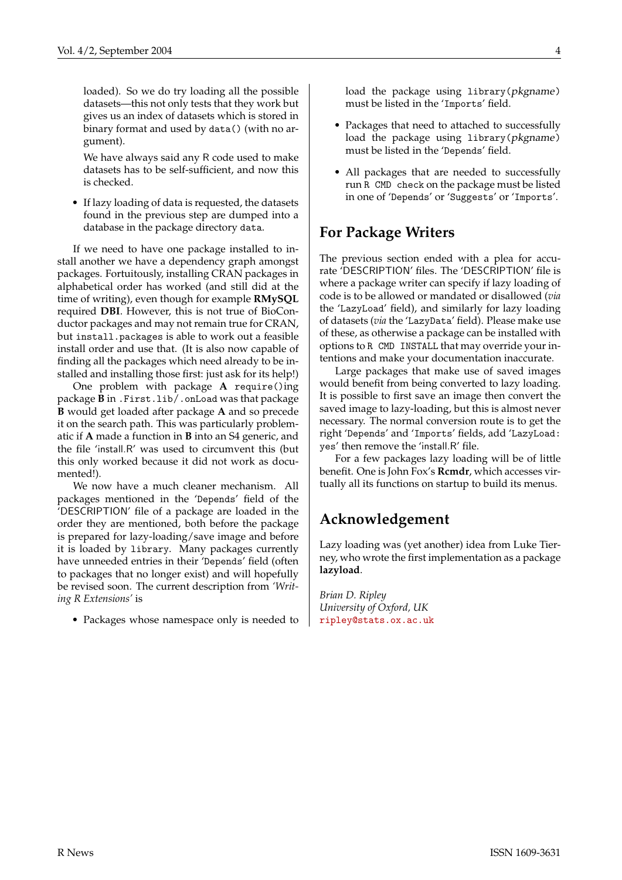loaded). So we do try loading all the possible datasets—this not only tests that they work but gives us an index of datasets which is stored in binary format and used by `data()` (with no argument).

We have always said any R code used to make datasets has to be self-sufficient, and now this is checked.

- If lazy loading of data is requested, the datasets found in the previous step are dumped into a database in the package directory `data`.

If we need to have one package installed to install another we have a dependency graph amongst packages. Fortuitously, installing CRAN packages in alphabetical order has worked (and still did at the time of writing), even though for example **RMySQL** required **DBI**. However, this is not true of BioConductor packages and may not remain true for CRAN, but `install.packages` is able to work out a feasible install order and use that. (It is also now capable of finding all the packages which need already to be installed and installing those first: just ask for its help!)

One problem with package **A** `require()`ing package **B** in `.First.lib/.onLoad` was that package **B** would get loaded after package **A** and so precede it on the search path. This was particularly problematic if **A** made a function in **B** into an S4 generic, and the file 'install.R' was used to circumvent this (but this only worked because it did not work as documented!).

We now have a much cleaner mechanism. All packages mentioned in the '`Depends`' field of the 'DESCRIPTION' file of a package are loaded in the order they are mentioned, both before the package is prepared for lazy-loading/save image and before it is loaded by `library`. Many packages currently have unneeded entries in their '`Depends`' field (often to packages that no longer exist) and will hopefully be revised soon. The current description from *'Writing R Extensions'* is

- Packages whose namespace only is needed to load the package using `library(`*pkgname*`)` must be listed in the '`Imports`' field.
- Packages that need to attached to successfully load the package using `library(`*pkgname*`)` must be listed in the '`Depends`' field.
- All packages that are needed to successfully run `R CMD check` on the package must be listed in one of '`Depends`' or '`Suggests`' or '`Imports`'.

## For Package Writers

The previous section ended with a plea for accurate 'DESCRIPTION' files. The 'DESCRIPTION' file is where a package writer can specify if lazy loading of code is to be allowed or mandated or disallowed (*via* the '`LazyLoad`' field), and similarly for lazy loading of datasets (*via* the '`LazyData`' field). Please make use of these, as otherwise a package can be installed with options to `R CMD INSTALL` that may override your intentions and make your documentation inaccurate.

Large packages that make use of saved images would benefit from being converted to lazy loading. It is possible to first save an image then convert the saved image to lazy-loading, but this is almost never necessary. The normal conversion route is to get the right '`Depends`' and '`Imports`' fields, add '`LazyLoad: yes`' then remove the 'install.R' file.

For a few packages lazy loading will be of little benefit. One is John Fox's **Rcmdr**, which accesses virtually all its functions on startup to build its menus.

## Acknowledgement

Lazy loading was (yet another) idea from Luke Tierney, who wrote the first implementation as a package **lazyload**.

*Brian D. Ripley*
*University of Oxford, UK*
ripley@stats.ox.ac.uk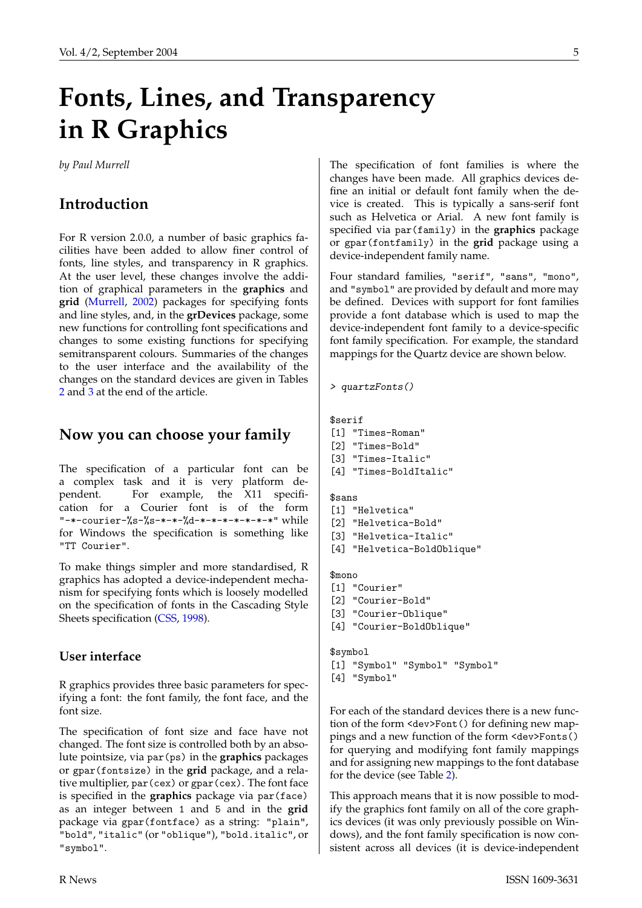# Fonts, Lines, and Transparency in R Graphics

*by Paul Murrell*

## Introduction

For R version 2.0.0, a number of basic graphics facilities have been added to allow finer control of fonts, line styles, and transparency in R graphics. At the user level, these changes involve the addition of graphical parameters in the **graphics** and **grid** (Murrell, 2002) packages for specifying fonts and line styles, and, in the **grDevices** package, some new functions for controlling font specifications and changes to some existing functions for specifying semitransparent colours. Summaries of the changes to the user interface and the availability of the changes on the standard devices are given in Tables 2 and 3 at the end of the article.

## Now you can choose your family

The specification of a particular font can be a complex task and it is very platform dependent. For example, the X11 specification for a Courier font is of the form `"-*-courier-%s-%s-*-*-%d-*-*-*-*-*-*-*"` while for Windows the specification is something like `"TT Courier"`.

To make things simpler and more standardised, R graphics has adopted a device-independent mechanism for specifying fonts which is loosely modelled on the specification of fonts in the Cascading Style Sheets specification (CSS, 1998).

### User interface

R graphics provides three basic parameters for specifying a font: the font family, the font face, and the font size.

The specification of font size and face have not changed. The font size is controlled both by an absolute pointsize, via `par(ps)` in the **graphics** packages or `gpar(fontsize)` in the **grid** package, and a relative multiplier, `par(cex)` or `gpar(cex)`. The font face is specified in the **graphics** package via `par(face)` as an integer between `1` and `5` and in the **grid** package via `gpar(fontface)` as a string: `"plain"`, `"bold"`, `"italic"` (or `"oblique"`), `"bold.italic"`, or `"symbol"`.

The specification of font families is where the changes have been made. All graphics devices define an initial or default font family when the device is created. This is typically a sans-serif font such as Helvetica or Arial. A new font family is specified via `par(family)` in the **graphics** package or `gpar(fontfamily)` in the **grid** package using a device-independent family name.

Four standard families, `"serif"`, `"sans"`, `"mono"`, and `"symbol"` are provided by default and more may be defined. Devices with support for font families provide a font database which is used to map the device-independent font family to a device-specific font family specification. For example, the standard mappings for the Quartz device are shown below.

```
> quartzFonts()

$serif
[1] "Times-Roman"
[2] "Times-Bold"
[3] "Times-Italic"
[4] "Times-BoldItalic"

$sans
[1] "Helvetica"
[2] "Helvetica-Bold"
[3] "Helvetica-Italic"
[4] "Helvetica-BoldOblique"

$mono
[1] "Courier"
[2] "Courier-Bold"
[3] "Courier-Oblique"
[4] "Courier-BoldOblique"

$symbol
[1] "Symbol" "Symbol" "Symbol"
[4] "Symbol"
```

For each of the standard devices there is a new function of the form `<dev>Font()` for defining new mappings and a new function of the form `<dev>Fonts()` for querying and modifying font family mappings and for assigning new mappings to the font database for the device (see Table 2).

This approach means that it is now possible to modify the graphics font family on all of the core graphics devices (it was only previously possible on Windows), and the font family specification is now consistent across all devices (it is device-independent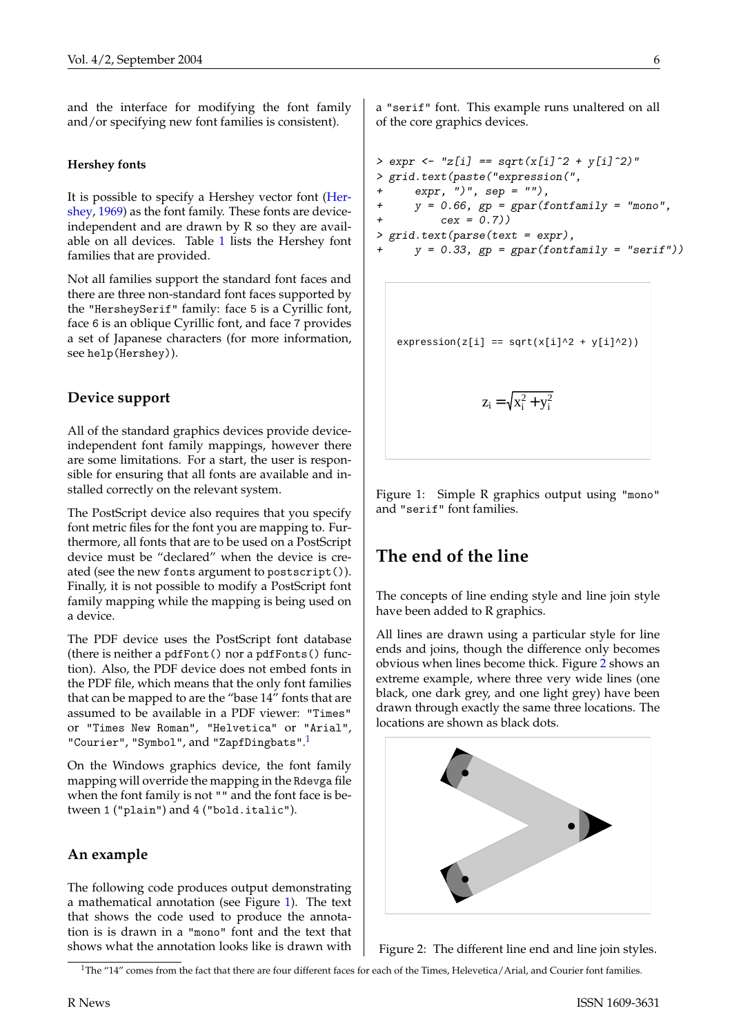and the interface for modifying the font family and/or specifying new font families is consistent).

#### Hershey fonts

It is possible to specify a Hershey vector font (Hershey, 1969) as the font family. These fonts are device-independent and are drawn by R so they are available on all devices. Table 1 lists the Hershey font families that are provided.

Not all families support the standard font faces and there are three non-standard font faces supported by the "HersheySerif" family: face 5 is a Cyrillic font, face 6 is an oblique Cyrillic font, and face 7 provides a set of Japanese characters (for more information, see help(Hershey)).

### Device support

All of the standard graphics devices provide device-independent font family mappings, however there are some limitations. For a start, the user is responsible for ensuring that all fonts are available and installed correctly on the relevant system.

The PostScript device also requires that you specify font metric files for the font you are mapping to. Furthermore, all fonts that are to be used on a PostScript device must be "declared" when the device is created (see the new fonts argument to postscript()). Finally, it is not possible to modify a PostScript font family mapping while the mapping is being used on a device.

The PDF device uses the PostScript font database (there is neither a pdfFont() nor a pdfFonts() function). Also, the PDF device does not embed fonts in the PDF file, which means that the only font families that can be mapped to are the "base 14" fonts that are assumed to be available in a PDF viewer: "Times" or "Times New Roman", "Helvetica" or "Arial", "Courier", "Symbol", and "ZapfDingbats".[1]

On the Windows graphics device, the font family mapping will override the mapping in the Rdevga file when the font family is not "" and the font face is between 1 ("plain") and 4 ("bold.italic").

### An example

The following code produces output demonstrating a mathematical annotation (see Figure 1). The text that shows the code used to produce the annotation is is drawn in a "mono" font and the text that shows what the annotation looks like is drawn with a "serif" font. This example runs unaltered on all of the core graphics devices.

```
> expr <- "z[i] == sqrt(x[i]^2 + y[i]^2)"
> grid.text(paste("expression(",
+     expr, ")", sep = ""),
+     y = 0.66, gp = gpar(fontfamily = "mono",
+         cex = 0.7))
> grid.text(parse(text = expr),
+     y = 0.33, gp = gpar(fontfamily = "serif"))
```

```
expression(z[i] == sqrt(x[i]^2 + y[i]^2))
```

$$z_i = \sqrt{x_i^2 + y_i^2}$$

Figure 1: Simple R graphics output using "mono" and "serif" font families.

## The end of the line

The concepts of line ending style and line join style have been added to R graphics.

All lines are drawn using a particular style for line ends and joins, though the difference only becomes obvious when lines become thick. Figure 2 shows an extreme example, where three very wide lines (one black, one dark grey, and one light grey) have been drawn through exactly the same three locations. The locations are shown as black dots.

Figure 2: The different line end and line join styles.

[1] The "14" comes from the fact that there are four different faces for each of the Times, Helevetica/Arial, and Courier font families.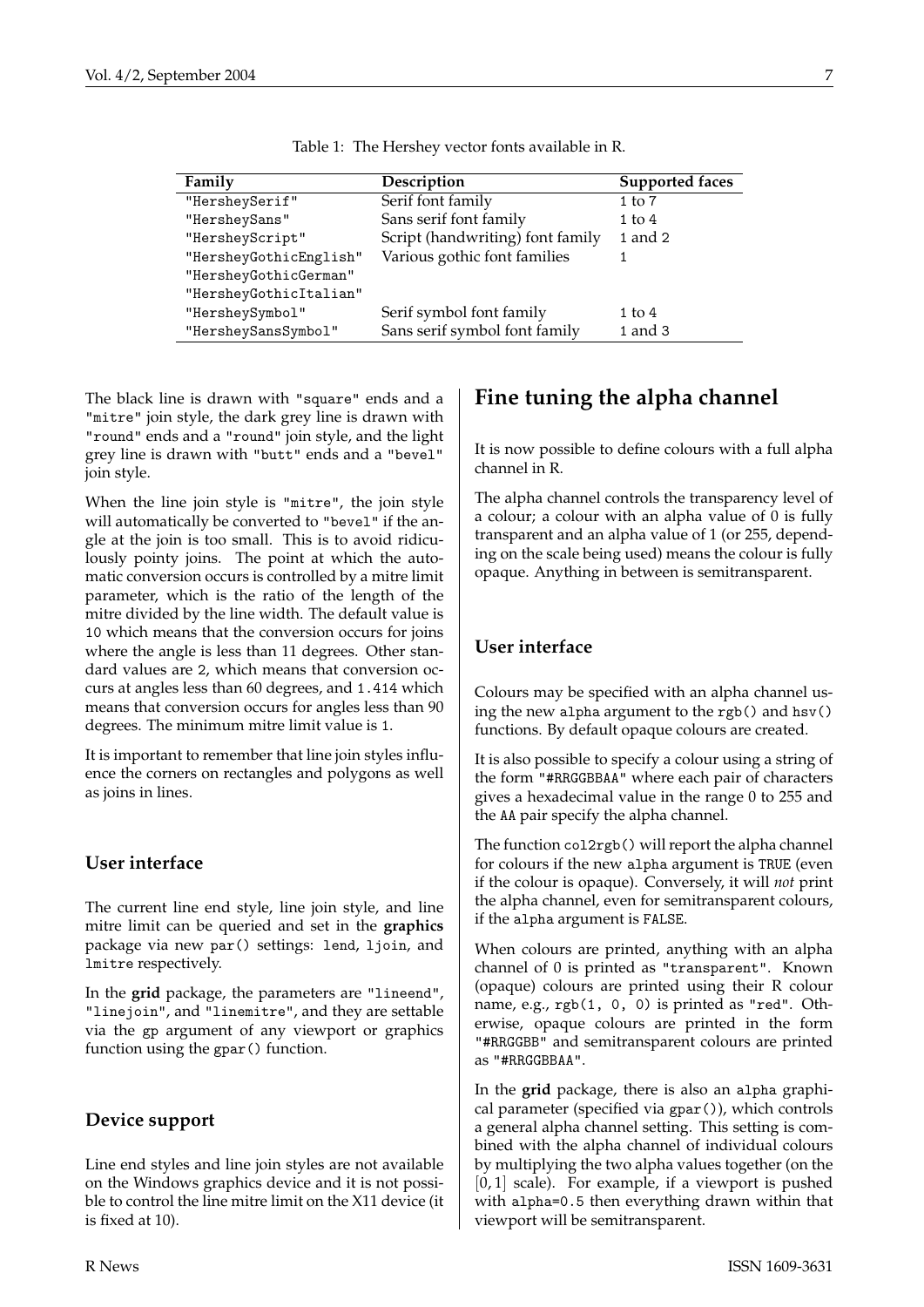Table 1: The Hershey vector fonts available in R.

| Family | Description | Supported faces |
| --- | --- | --- |
| `"HersheySerif"` | Serif font family | 1 to 7 |
| `"HersheySans"` | Sans serif font family | 1 to 4 |
| `"HersheyScript"` | Script (handwriting) font family | 1 and 2 |
| `"HersheyGothicEnglish"` | Various gothic font families | 1 |
| `"HersheyGothicGerman"` | | |
| `"HersheyGothicItalian"` | | |
| `"HersheySymbol"` | Serif symbol font family | 1 to 4 |
| `"HersheySansSymbol"` | Sans serif symbol font family | 1 and 3 |

The black line is drawn with `"square"` ends and a `"mitre"` join style, the dark grey line is drawn with `"round"` ends and a `"round"` join style, and the light grey line is drawn with `"butt"` ends and a `"bevel"` join style.

When the line join style is `"mitre"`, the join style will automatically be converted to `"bevel"` if the angle at the join is too small. This is to avoid ridiculously pointy joins. The point at which the automatic conversion occurs is controlled by a mitre limit parameter, which is the ratio of the length of the mitre divided by the line width. The default value is `10` which means that the conversion occurs for joins where the angle is less than 11 degrees. Other standard values are `2`, which means that conversion occurs at angles less than 60 degrees, and `1.414` which means that conversion occurs for angles less than 90 degrees. The minimum mitre limit value is `1`.

It is important to remember that line join styles influence the corners on rectangles and polygons as well as joins in lines.

### User interface

The current line end style, line join style, and line mitre limit can be queried and set in the **graphics** package via new `par()` settings: `lend`, `ljoin`, and `lmitre` respectively.

In the **grid** package, the parameters are `"lineend"`, `"linejoin"`, and `"linemitre"`, and they are settable via the `gp` argument of any viewport or graphics function using the `gpar()` function.

### Device support

Line end styles and line join styles are not available on the Windows graphics device and it is not possible to control the line mitre limit on the X11 device (it is fixed at 10).

## Fine tuning the alpha channel

It is now possible to define colours with a full alpha channel in R.

The alpha channel controls the transparency level of a colour; a colour with an alpha value of 0 is fully transparent and an alpha value of 1 (or 255, depending on the scale being used) means the colour is fully opaque. Anything in between is semitransparent.

### User interface

Colours may be specified with an alpha channel using the new `alpha` argument to the `rgb()` and `hsv()` functions. By default opaque colours are created.

It is also possible to specify a colour using a string of the form `"#RRGGBBAA"` where each pair of characters gives a hexadecimal value in the range 0 to 255 and the `AA` pair specify the alpha channel.

The function `col2rgb()` will report the alpha channel for colours if the new `alpha` argument is `TRUE` (even if the colour is opaque). Conversely, it will *not* print the alpha channel, even for semitransparent colours, if the `alpha` argument is `FALSE`.

When colours are printed, anything with an alpha channel of 0 is printed as `"transparent"`. Known (opaque) colours are printed using their R colour name, e.g., `rgb(1, 0, 0)` is printed as `"red"`. Otherwise, opaque colours are printed in the form `"#RRGGBB"` and semitransparent colours are printed as `"#RRGGBBAA"`.

In the **grid** package, there is also an `alpha` graphical parameter (specified via `gpar()`), which controls a general alpha channel setting. This setting is combined with the alpha channel of individual colours by multiplying the two alpha values together (on the $[0, 1]$ scale). For example, if a viewport is pushed with `alpha=0.5` then everything drawn within that viewport will be semitransparent.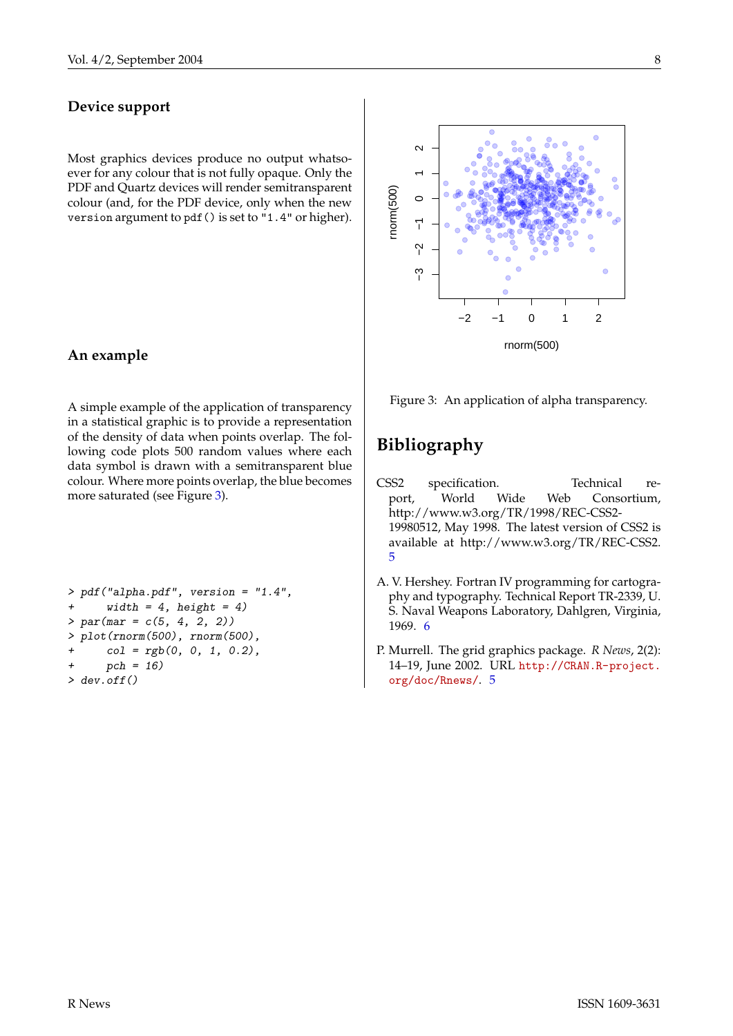## Device support

Most graphics devices produce no output whatsoever for any colour that is not fully opaque. Only the PDF and Quartz devices will render semitransparent colour (and, for the PDF device, only when the new `version` argument to `pdf()` is set to `"1.4"` or higher).

## An example

A simple example of the application of transparency in a statistical graphic is to provide a representation of the density of data when points overlap. The following code plots 500 random values where each data symbol is drawn with a semitransparent blue colour. Where more points overlap, the blue becomes more saturated (see Figure 3).

```
> pdf("alpha.pdf", version = "1.4",
+     width = 4, height = 4)
> par(mar = c(5, 4, 2, 2))
> plot(rnorm(500), rnorm(500),
+     col = rgb(0, 0, 1, 0.2),
+     pch = 16)
> dev.off()
```

Figure 3: An application of alpha transparency.

# Bibliography

CSS2 specification. Technical report, World Wide Web Consortium, http://www.w3.org/TR/1998/REC-CSS2-19980512, May 1998. The latest version of CSS2 is available at http://www.w3.org/TR/REC-CSS2. 5

A. V. Hershey. Fortran IV programming for cartography and typography. Technical Report TR-2339, U. S. Naval Weapons Laboratory, Dahlgren, Virginia, 1969. 6

P. Murrell. The grid graphics package. *R News*, 2(2): 14–19, June 2002. URL `http://CRAN.R-project.org/doc/Rnews/`. 5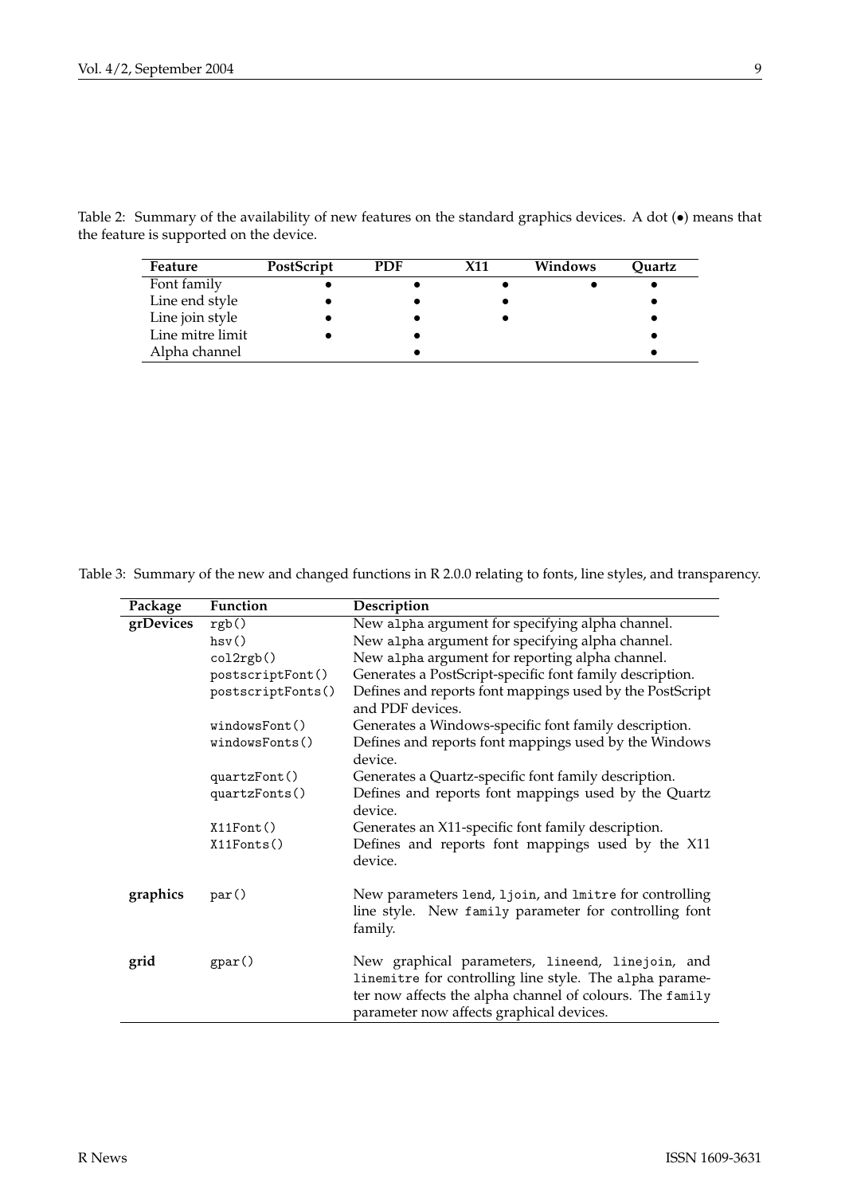Table 2: Summary of the availability of new features on the standard graphics devices. A dot (•) means that the feature is supported on the device.

| Feature | PostScript | PDF | X11 | Windows | Quartz |
|---|---|---|---|---|---|
| Font family | • | • | • | • | • |
| Line end style | • | • | • | | • |
| Line join style | • | • | • | | • |
| Line mitre limit | • | • | | | • |
| Alpha channel | | • | | | • |

Table 3: Summary of the new and changed functions in R 2.0.0 relating to fonts, line styles, and transparency.

| Package | Function | Description |
|---|---|---|
| **grDevices** | `rgb()` | New `alpha` argument for specifying alpha channel. |
| | `hsv()` | New `alpha` argument for specifying alpha channel. |
| | `col2rgb()` | New `alpha` argument for reporting alpha channel. |
| | `postscriptFont()` | Generates a PostScript-specific font family description. |
| | `postscriptFonts()` | Defines and reports font mappings used by the PostScript and PDF devices. |
| | `windowsFont()` | Generates a Windows-specific font family description. |
| | `windowsFonts()` | Defines and reports font mappings used by the Windows device. |
| | `quartzFont()` | Generates a Quartz-specific font family description. |
| | `quartzFonts()` | Defines and reports font mappings used by the Quartz device. |
| | `X11Font()` | Generates an X11-specific font family description. |
| | `X11Fonts()` | Defines and reports font mappings used by the X11 device. |
| **graphics** | `par()` | New parameters `lend`, `ljoin`, and `lmitre` for controlling line style. New `family` parameter for controlling font family. |
| **grid** | `gpar()` | New graphical parameters, `lineend`, `linejoin`, and `linemitre` for controlling line style. The `alpha` parameter now affects the alpha channel of colours. The `family` parameter now affects graphical devices. |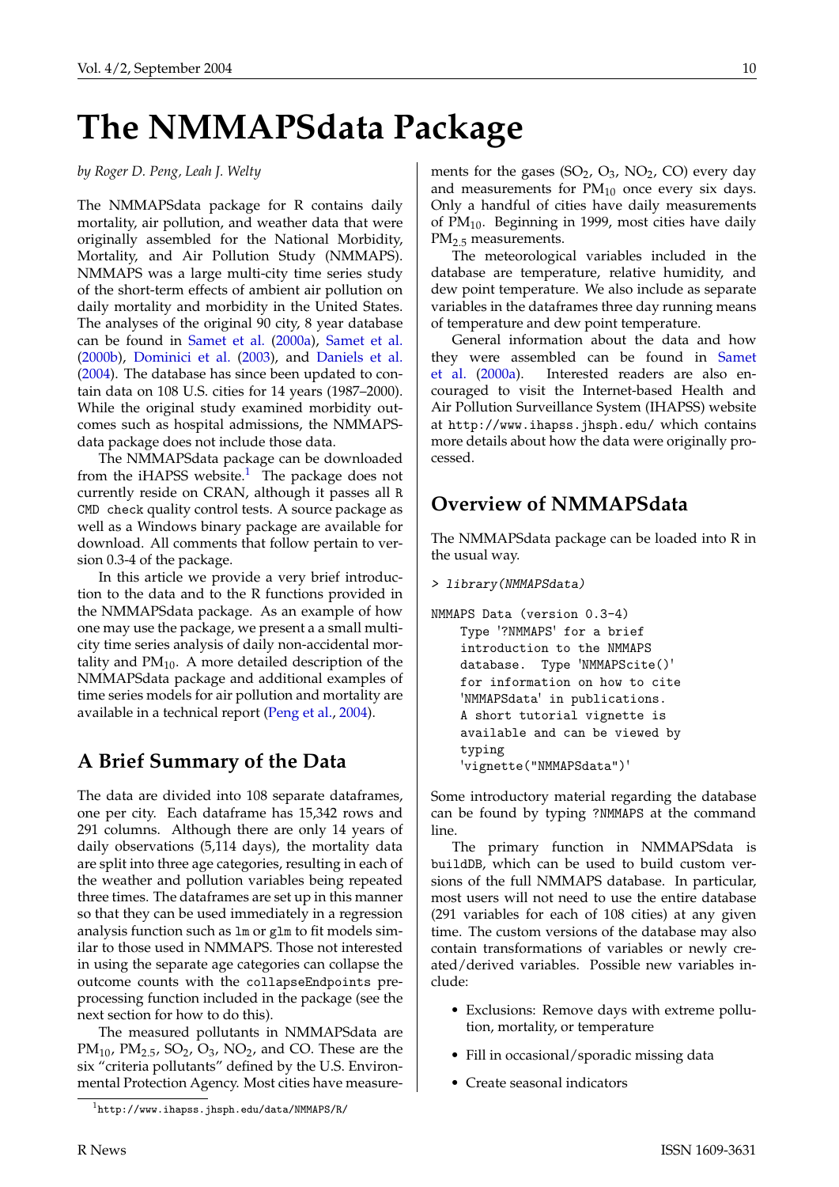# The NMMAPSdata Package

*by Roger D. Peng, Leah J. Welty*

The NMMAPSdata package for R contains daily mortality, air pollution, and weather data that were originally assembled for the National Morbidity, Mortality, and Air Pollution Study (NMMAPS). NMMAPS was a large multi-city time series study of the short-term effects of ambient air pollution on daily mortality and morbidity in the United States. The analyses of the original 90 city, 8 year database can be found in Samet et al. (2000a), Samet et al. (2000b), Dominici et al. (2003), and Daniels et al. (2004). The database has since been updated to contain data on 108 U.S. cities for 14 years (1987–2000). While the original study examined morbidity outcomes such as hospital admissions, the NMMAPSdata package does not include those data.

The NMMAPSdata package can be downloaded from the iHAPSS website.[1] The package does not currently reside on CRAN, although it passes all `R CMD check` quality control tests. A source package as well as a Windows binary package are available for download. All comments that follow pertain to version 0.3-4 of the package.

In this article we provide a very brief introduction to the data and to the R functions provided in the NMMAPSdata package. As an example of how one may use the package, we present a a small multi-city time series analysis of daily non-accidental mortality and $PM_{10}$. A more detailed description of the NMMAPSdata package and additional examples of time series models for air pollution and mortality are available in a technical report (Peng et al., 2004).

## A Brief Summary of the Data

The data are divided into 108 separate dataframes, one per city. Each dataframe has 15,342 rows and 291 columns. Although there are only 14 years of daily observations (5,114 days), the mortality data are split into three age categories, resulting in each of the weather and pollution variables being repeated three times. The dataframes are set up in this manner so that they can be used immediately in a regression analysis function such as `lm` or `glm` to fit models similar to those used in NMMAPS. Those not interested in using the separate age categories can collapse the outcome counts with the `collapseEndpoints` preprocessing function included in the package (see the next section for how to do this).

The measured pollutants in NMMAPSdata are $PM_{10}$, $PM_{2.5}$, $SO_2$, $O_3$, $NO_2$, and CO. These are the six "criteria pollutants" defined by the U.S. Environmental Protection Agency. Most cities have measurements for the gases ($SO_2$, $O_3$, $NO_2$, CO) every day and measurements for $PM_{10}$ once every six days. Only a handful of cities have daily measurements of $PM_{10}$. Beginning in 1999, most cities have daily $PM_{2.5}$ measurements.

The meteorological variables included in the database are temperature, relative humidity, and dew point temperature. We also include as separate variables in the dataframes three day running means of temperature and dew point temperature.

General information about the data and how they were assembled can be found in Samet et al. (2000a). Interested readers are also encouraged to visit the Internet-based Health and Air Pollution Surveillance System (IHAPSS) website at `http://www.ihapss.jhsph.edu/` which contains more details about how the data were originally processed.

## Overview of NMMAPSdata

The NMMAPSdata package can be loaded into R in the usual way.

```
> library(NMMAPSdata)

NMMAPS Data (version 0.3-4)
    Type '?NMMAPS' for a brief
    introduction to the NMMAPS
    database.  Type 'NMMAPScite()'
    for information on how to cite
    'NMMAPSdata' in publications.
    A short tutorial vignette is
    available and can be viewed by
    typing
    'vignette("NMMAPSdata")'
```

Some introductory material regarding the database can be found by typing `?NMMAPS` at the command line.

The primary function in NMMAPSdata is `buildDB`, which can be used to build custom versions of the full NMMAPS database. In particular, most users will not need to use the entire database (291 variables for each of 108 cities) at any given time. The custom versions of the database may also contain transformations of variables or newly created/derived variables. Possible new variables include:

- Exclusions: Remove days with extreme pollution, mortality, or temperature
- Fill in occasional/sporadic missing data
- Create seasonal indicators

[1] `http://www.ihapss.jhsph.edu/data/NMMAPS/R/`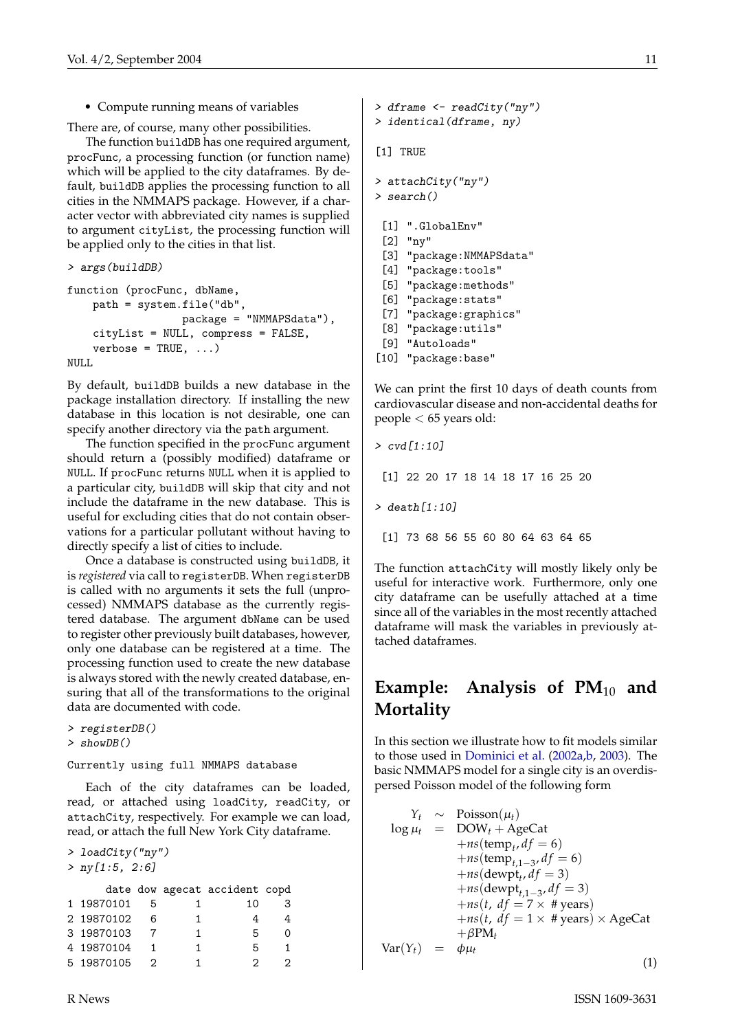- Compute running means of variables

There are, of course, many other possibilities.

The function `buildDB` has one required argument, `procFunc`, a processing function (or function name) which will be applied to the city dataframes. By default, `buildDB` applies the processing function to all cities in the NMMAPS package. However, if a character vector with abbreviated city names is supplied to argument `cityList`, the processing function will be applied only to the cities in that list.

```
> args(buildDB)

function (procFunc, dbName,
    path = system.file("db",
                 package = "NMMAPSdata"),
    cityList = NULL, compress = FALSE,
    verbose = TRUE, ...)
NULL
```

By default, `buildDB` builds a new database in the package installation directory. If installing the new database in this location is not desirable, one can specify another directory via the `path` argument.

The function specified in the `procFunc` argument should return a (possibly modified) dataframe or `NULL`. If `procFunc` returns `NULL` when it is applied to a particular city, `buildDB` will skip that city and not include the dataframe in the new database. This is useful for excluding cities that do not contain observations for a particular pollutant without having to directly specify a list of cities to include.

Once a database is constructed using `buildDB`, it is *registered* via call to `registerDB`. When `registerDB` is called with no arguments it sets the full (unprocessed) NMMAPS database as the currently registered database. The argument `dbName` can be used to register other previously built databases, however, only one database can be registered at a time. The processing function used to create the new database is always stored with the newly created database, ensuring that all of the transformations to the original data are documented with code.

```
> registerDB()
> showDB()

Currently using full NMMAPS database
```

Each of the city dataframes can be loaded, read, or attached using `loadCity`, `readCity`, or `attachCity`, respectively. For example we can load, read, or attach the full New York City dataframe.

```
> loadCity("ny")
> ny[1:5, 2:6]

      date dow agecat accident copd
1 19870101   5      1       10    3
2 19870102   6      1        4    4
3 19870103   7      1        5    0
4 19870104   1      1        5    1
5 19870105   2      1        2    2
```

```
> dframe <- readCity("ny")
> identical(dframe, ny)

[1] TRUE

> attachCity("ny")
> search()

 [1] ".GlobalEnv"
 [2] "ny"
 [3] "package:NMMAPSdata"
 [4] "package:tools"
 [5] "package:methods"
 [6] "package:stats"
 [7] "package:graphics"
 [8] "package:utils"
 [9] "Autoloads"
[10] "package:base"
```

We can print the first 10 days of death counts from cardiovascular disease and non-accidental deaths for people < 65 years old:

```
> cvd[1:10]

 [1] 22 20 17 18 14 18 17 16 25 20

> death[1:10]

 [1] 73 68 56 55 60 80 64 63 64 65
```

The function `attachCity` will mostly likely only be useful for interactive work. Furthermore, only one city dataframe can be usefully attached at a time since all of the variables in the most recently attached dataframe will mask the variables in previously attached dataframes.

## Example: Analysis of $PM_{10}$ and Mortality

In this section we illustrate how to fit models similar to those used in Dominici et al. (2002a,b, 2003). The basic NMMAPS model for a single city is an overdispersed Poisson model of the following form

$$
\begin{aligned}
Y_t &\sim \text{Poisson}(\mu_t) \\
\log \mu_t &= \text{DOW}_t + \text{AgeCat} \\
&\quad + ns(\text{temp}_t, df = 6) \\
&\quad + ns(\text{temp}_{t,1-3}, df = 6) \\
&\quad + ns(\text{dewpt}_t, df = 3) \\
&\quad + ns(\text{dewpt}_{t,1-3}, df = 3) \\
&\quad + ns(t,\ df = 7 \times \#\,\text{years}) \\
&\quad + ns(t,\ df = 1 \times \#\,\text{years}) \times \text{AgeCat} \\
&\quad + \beta \text{PM}_t \\
\text{Var}(Y_t) &= \phi \mu_t
\end{aligned}
\qquad (1)
$$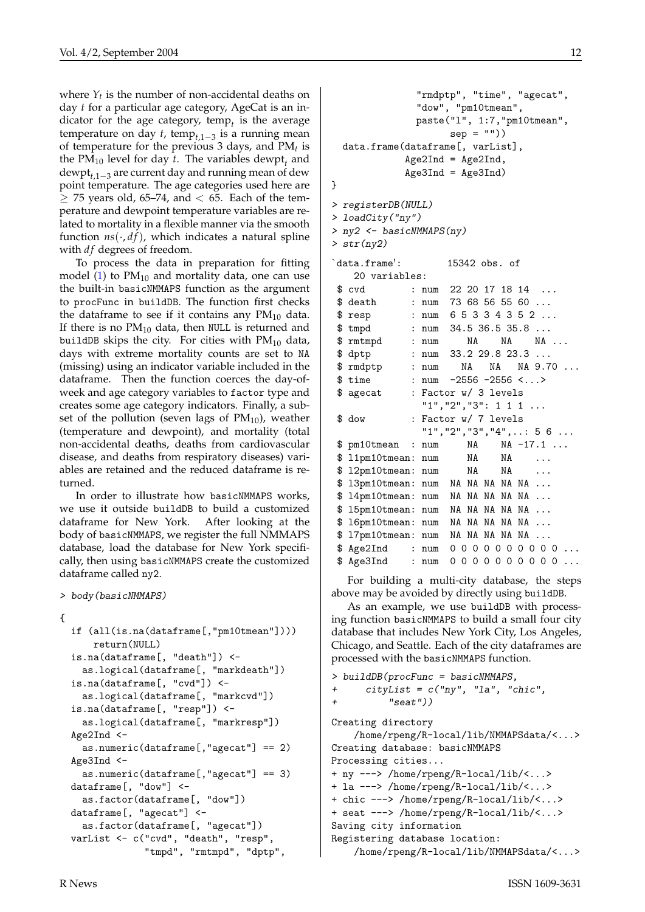where $Y_t$ is the number of non-accidental deaths on day $t$ for a particular age category, AgeCat is an indicator for the age category, $\text{temp}_t$ is the average temperature on day $t$, $\text{temp}_{t,1-3}$ is a running mean of temperature for the previous 3 days, and $\text{PM}_t$ is the $\text{PM}_{10}$ level for day $t$. The variables $\text{dewpt}_t$ and $\text{dewpt}_{t,1-3}$ are current day and running mean of dew point temperature. The age categories used here are $\geq 75$ years old, 65–74, and $< 65$. Each of the temperature and dewpoint temperature variables are related to mortality in a flexible manner via the smooth function $ns(\cdot, df)$, which indicates a natural spline with $df$ degrees of freedom.

To process the data in preparation for fitting model (1) to $\text{PM}_{10}$ and mortality data, one can use the built-in basicNMMAPS function as the argument to procFunc in buildDB. The function first checks the dataframe to see if it contains any $\text{PM}_{10}$ data. If there is no $\text{PM}_{10}$ data, then NULL is returned and buildDB skips the city. For cities with $\text{PM}_{10}$ data, days with extreme mortality counts are set to NA (missing) using an indicator variable included in the dataframe. Then the function coerces the day-of-week and age category variables to factor type and creates some age category indicators. Finally, a subset of the pollution (seven lags of $\text{PM}_{10}$), weather (temperature and dewpoint), and mortality (total non-accidental deaths, deaths from cardiovascular disease, and deaths from respiratory diseases) variables are retained and the reduced dataframe is returned.

In order to illustrate how basicNMMAPS works, we use it outside buildDB to build a customized dataframe for New York. After looking at the body of basicNMMAPS, we register the full NMMAPS database, load the database for New York specifically, then using basicNMMAPS create the customized dataframe called ny2.

```
> body(basicNMMAPS)

{
  if (all(is.na(dataframe[,"pm10tmean"])))
      return(NULL)
  is.na(dataframe[, "death"]) <-
    as.logical(dataframe[, "markdeath"])
  is.na(dataframe[, "cvd"]) <-
    as.logical(dataframe[, "markcvd"])
  is.na(dataframe[, "resp"]) <-
    as.logical(dataframe[, "markresp"])
  Age2Ind <-
    as.numeric(dataframe[,"agecat"] == 2)
  Age3Ind <-
    as.numeric(dataframe[,"agecat"] == 3)
  dataframe[, "dow"] <-
    as.factor(dataframe[, "dow"])
  dataframe[, "agecat"] <-
    as.factor(dataframe[, "agecat"])
  varList <- c("cvd", "death", "resp",
               "tmpd", "rmtmpd", "dptp",
               "rmdptp", "time", "agecat",
               "dow", "pm10tmean",
               paste("l", 1:7,"pm10tmean",
                     sep = ""))
  data.frame(dataframe[, varList],
             Age2Ind = Age2Ind,
             Age3Ind = Age3Ind)
}
> registerDB(NULL)
> loadCity("ny")
> ny2 <- basicNMMAPS(ny)
> str(ny2)
`data.frame':       15342 obs. of
   20 variables:
 $ cvd        : num  22 20 17 18 14  ...
 $ death      : num  73 68 56 55 60 ...
 $ resp       : num  6 5 3 3 4 3 5 2 ...
 $ tmpd       : num  34.5 36.5 35.8 ...
 $ rmtmpd     : num     NA    NA    NA ...
 $ dptp       : num  33.2 29.8 23.3 ...
 $ rmdptp     : num    NA   NA   NA 9.70 ...
 $ time       : num  -2556 -2556 <...>
 $ agecat     : Factor w/ 3 levels
                "1","2","3": 1 1 1 ...
 $ dow        : Factor w/ 7 levels
                "1","2","3","4",..: 5 6 ...
 $ pm10tmean  : num     NA    NA -17.1 ...
 $ l1pm10tmean: num     NA    NA    ...
 $ l2pm10tmean: num     NA    NA    ...
 $ l3pm10tmean: num  NA NA NA NA NA ...
 $ l4pm10tmean: num  NA NA NA NA NA ...
 $ l5pm10tmean: num  NA NA NA NA NA ...
 $ l6pm10tmean: num  NA NA NA NA NA ...
 $ l7pm10tmean: num  NA NA NA NA NA ...
 $ Age2Ind    : num  0 0 0 0 0 0 0 0 0 0 ...
 $ Age3Ind    : num  0 0 0 0 0 0 0 0 0 0 ...
```

For building a multi-city database, the steps above may be avoided by directly using buildDB.

As an example, we use buildDB with processing function basicNMMAPS to build a small four city database that includes New York City, Los Angeles, Chicago, and Seattle. Each of the city dataframes are processed with the basicNMMAPS function.

```
> buildDB(procFunc = basicNMMAPS,
+     cityList = c("ny", "la", "chic",
+         "seat"))
Creating directory
    /home/rpeng/R-local/lib/NMMAPSdata/<...>
Creating database: basicNMMAPS
Processing cities...
+ ny ---> /home/rpeng/R-local/lib/<...>
+ la ---> /home/rpeng/R-local/lib/<...>
+ chic ---> /home/rpeng/R-local/lib/<...>
+ seat ---> /home/rpeng/R-local/lib/<...>
Saving city information
Registering database location:
    /home/rpeng/R-local/lib/NMMAPSdata/<...>
```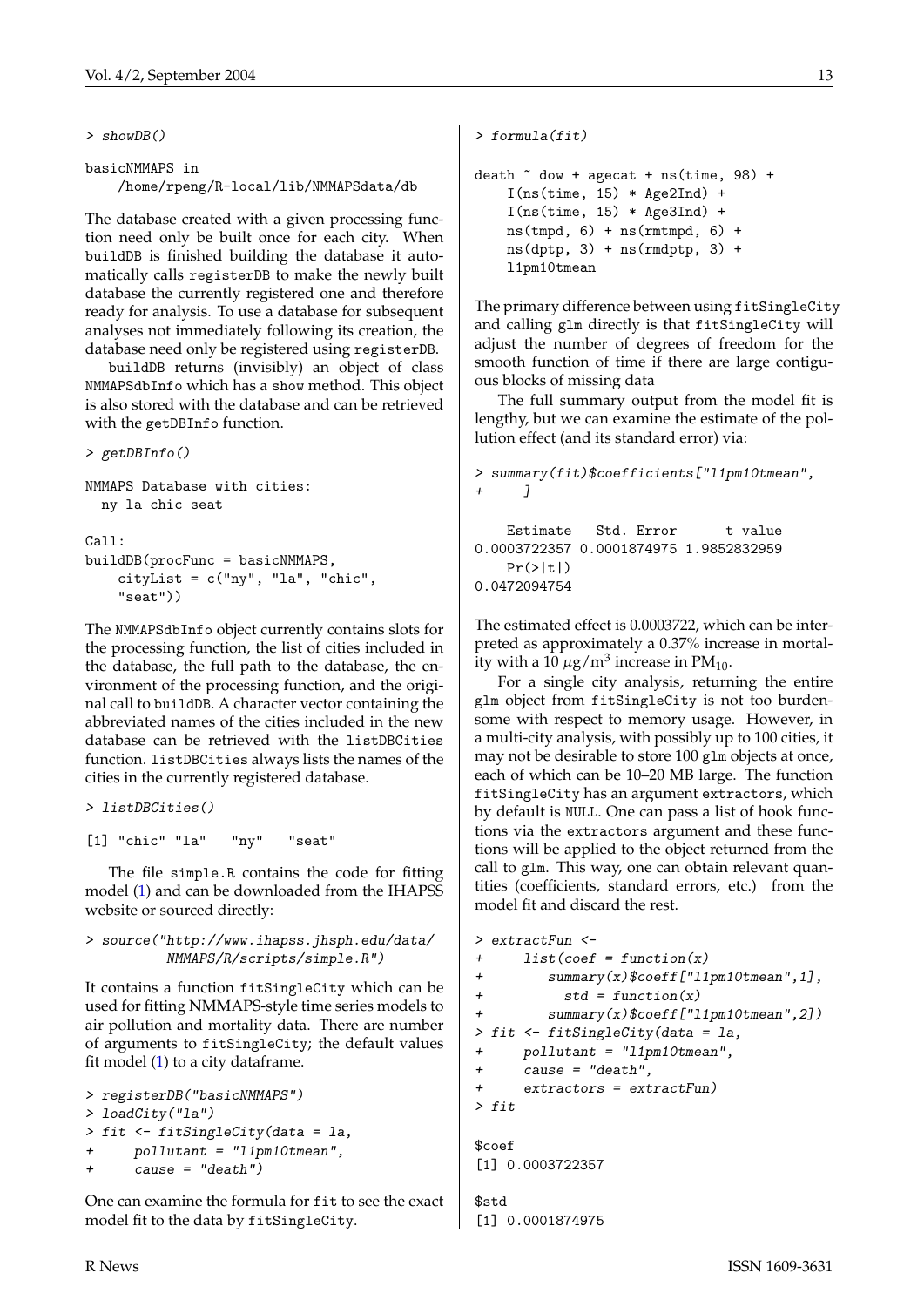```
> showDB()

basicNMMAPS in
    /home/rpeng/R-local/lib/NMMAPSdata/db
```

The database created with a given processing function need only be built once for each city. When buildDB is finished building the database it automatically calls registerDB to make the newly built database the currently registered one and therefore ready for analysis. To use a database for subsequent analyses not immediately following its creation, the database need only be registered using registerDB.

buildDB returns (invisibly) an object of class NMMAPSdbInfo which has a show method. This object is also stored with the database and can be retrieved with the getDBInfo function.

```
> getDBInfo()

NMMAPS Database with cities:
  ny la chic seat

Call:
buildDB(procFunc = basicNMMAPS,
    cityList = c("ny", "la", "chic",
    "seat"))
```

The NMMAPSdbInfo object currently contains slots for the processing function, the list of cities included in the database, the full path to the database, the environment of the processing function, and the original call to buildDB. A character vector containing the abbreviated names of the cities included in the new database can be retrieved with the listDBCities function. listDBCities always lists the names of the cities in the currently registered database.

```
> listDBCities()

[1] "chic" "la"   "ny"   "seat"
```

The file simple.R contains the code for fitting model (1) and can be downloaded from the IHAPSS website or sourced directly:

```
> source("http://www.ihapss.jhsph.edu/data/
         NMMAPS/R/scripts/simple.R")
```

It contains a function fitSingleCity which can be used for fitting NMMAPS-style time series models to air pollution and mortality data. There are number of arguments to fitSingleCity; the default values fit model (1) to a city dataframe.

```
> registerDB("basicNMMAPS")
> loadCity("la")
> fit <- fitSingleCity(data = la,
+     pollutant = "l1pm10tmean",
+     cause = "death")
```

One can examine the formula for fit to see the exact model fit to the data by fitSingleCity.

```
> formula(fit)

death ~ dow + agecat + ns(time, 98) +
    I(ns(time, 15) * Age2Ind) +
    I(ns(time, 15) * Age3Ind) +
    ns(tmpd, 6) + ns(rmtmpd, 6) +
    ns(dptp, 3) + ns(rmdptp, 3) +
    l1pm10tmean
```

The primary difference between using fitSingleCity and calling glm directly is that fitSingleCity will adjust the number of degrees of freedom for the smooth function of time if there are large contiguous blocks of missing data

The full summary output from the model fit is lengthy, but we can examine the estimate of the pollution effect (and its standard error) via:

```
> summary(fit)$coefficients["l1pm10tmean",
+     ]

    Estimate   Std. Error      t value
0.0003722357 0.0001874975 1.9852832959
    Pr(>|t|)
0.0472094754
```

The estimated effect is 0.0003722, which can be interpreted as approximately a 0.37% increase in mortality with a 10 $\mu$g/m$^3$ increase in PM$_{10}$.

For a single city analysis, returning the entire glm object from fitSingleCity is not too burdensome with respect to memory usage. However, in a multi-city analysis, with possibly up to 100 cities, it may not be desirable to store 100 glm objects at once, each of which can be 10–20 MB large. The function fitSingleCity has an argument extractors, which by default is NULL. One can pass a list of hook functions via the extractors argument and these functions will be applied to the object returned from the call to glm. This way, one can obtain relevant quantities (coefficients, standard errors, etc.) from the model fit and discard the rest.

```
> extractFun <-
+     list(coef = function(x)
+         summary(x)$coeff["l1pm10tmean",1],
+           std = function(x)
+         summary(x)$coeff["l1pm10tmean",2])
> fit <- fitSingleCity(data = la,
+     pollutant = "l1pm10tmean",
+     cause = "death",
+     extractors = extractFun)
> fit

$coef
[1] 0.0003722357

$std
[1] 0.0001874975
```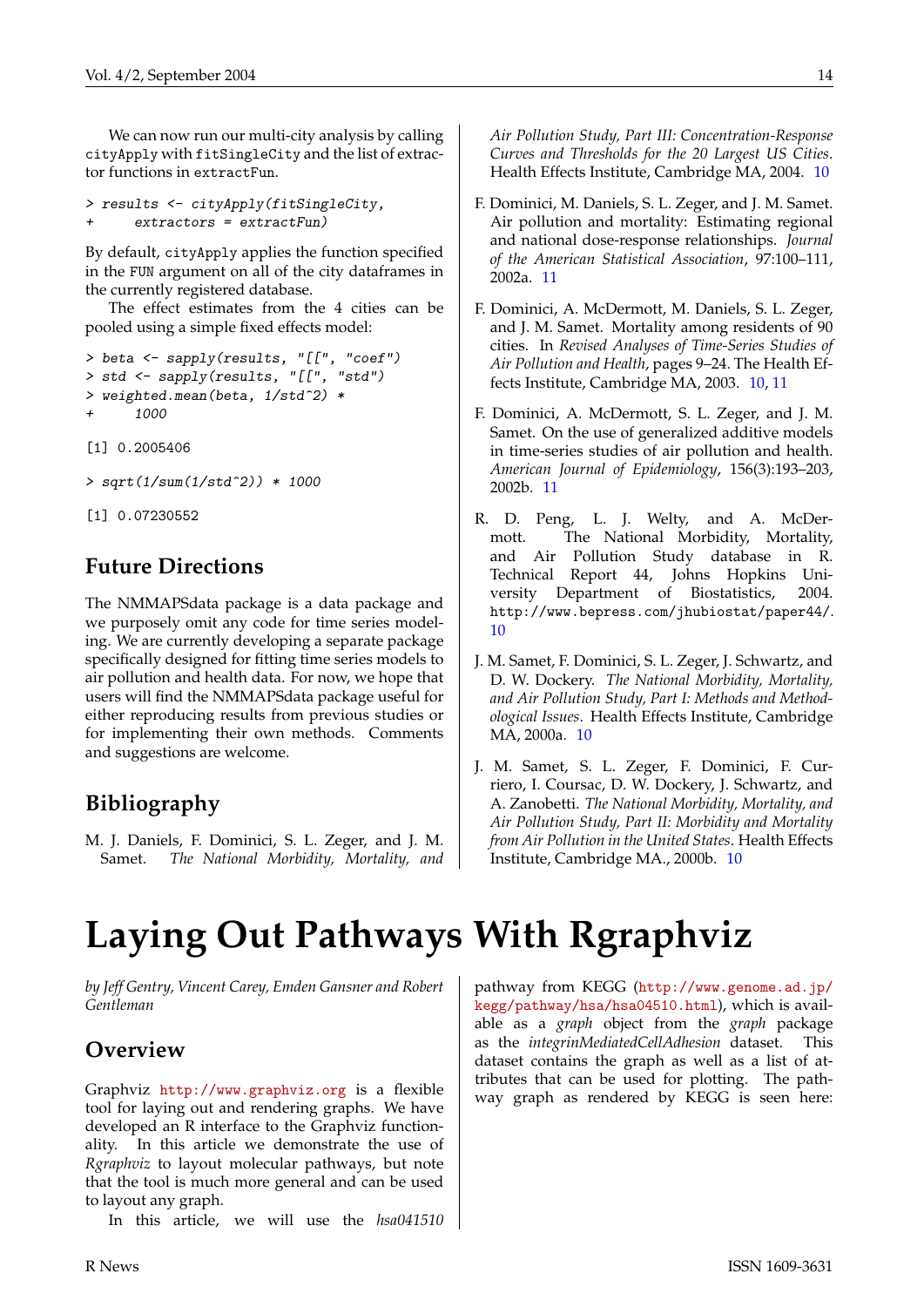We can now run our multi-city analysis by calling `cityApply` with `fitSingleCity` and the list of extractor functions in `extractFun`.

```
> results <- cityApply(fitSingleCity,
+     extractors = extractFun)
```

By default, `cityApply` applies the function specified in the `FUN` argument on all of the city dataframes in the currently registered database.

The effect estimates from the 4 cities can be pooled using a simple fixed effects model:

```
> beta <- sapply(results, "[[", "coef")
> std <- sapply(results, "[[", "std")
> weighted.mean(beta, 1/std^2) *
+     1000
```

```
[1] 0.2005406
```

```
> sqrt(1/sum(1/std^2)) * 1000
```

```
[1] 0.07230552
```

## Future Directions

The NMMAPSdata package is a data package and we purposely omit any code for time series modeling. We are currently developing a separate package specifically designed for fitting time series models to air pollution and health data. For now, we hope that users will find the NMMAPSdata package useful for either reproducing results from previous studies or for implementing their own methods. Comments and suggestions are welcome.

## Bibliography

M. J. Daniels, F. Dominici, S. L. Zeger, and J. M. Samet. *The National Morbidity, Mortality, and Air Pollution Study, Part III: Concentration-Response Curves and Thresholds for the 20 Largest US Cities*. Health Effects Institute, Cambridge MA, 2004. 10

F. Dominici, M. Daniels, S. L. Zeger, and J. M. Samet. Air pollution and mortality: Estimating regional and national dose-response relationships. *Journal of the American Statistical Association*, 97:100–111, 2002a. 11

F. Dominici, A. McDermott, M. Daniels, S. L. Zeger, and J. M. Samet. Mortality among residents of 90 cities. In *Revised Analyses of Time-Series Studies of Air Pollution and Health*, pages 9–24. The Health Effects Institute, Cambridge MA, 2003. 10, 11

F. Dominici, A. McDermott, S. L. Zeger, and J. M. Samet. On the use of generalized additive models in time-series studies of air pollution and health. *American Journal of Epidemiology*, 156(3):193–203, 2002b. 11

R. D. Peng, L. J. Welty, and A. McDermott. The National Morbidity, Mortality, and Air Pollution Study database in R. Technical Report 44, Johns Hopkins University Department of Biostatistics, 2004. http://www.bepress.com/jhubiostat/paper44/. 10

J. M. Samet, F. Dominici, S. L. Zeger, J. Schwartz, and D. W. Dockery. *The National Morbidity, Mortality, and Air Pollution Study, Part I: Methods and Methodological Issues*. Health Effects Institute, Cambridge MA, 2000a. 10

J. M. Samet, S. L. Zeger, F. Dominici, F. Curriero, I. Coursac, D. W. Dockery, J. Schwartz, and A. Zanobetti. *The National Morbidity, Mortality, and Air Pollution Study, Part II: Morbidity and Mortality from Air Pollution in the United States*. Health Effects Institute, Cambridge MA., 2000b. 10

# Laying Out Pathways With Rgraphviz

*by Jeff Gentry, Vincent Carey, Emden Gansner and Robert Gentleman*

## Overview

Graphviz http://www.graphviz.org is a flexible tool for laying out and rendering graphs. We have developed an R interface to the Graphviz functionality. In this article we demonstrate the use of *Rgraphviz* to layout molecular pathways, but note that the tool is much more general and can be used to layout any graph.

In this article, we will use the *hsa041510* pathway from KEGG (http://www.genome.ad.jp/kegg/pathway/hsa/hsa04510.html), which is available as a *graph* object from the *graph* package as the *integrinMediatedCellAdhesion* dataset. This dataset contains the graph as well as a list of attributes that can be used for plotting. The pathway graph as rendered by KEGG is seen here: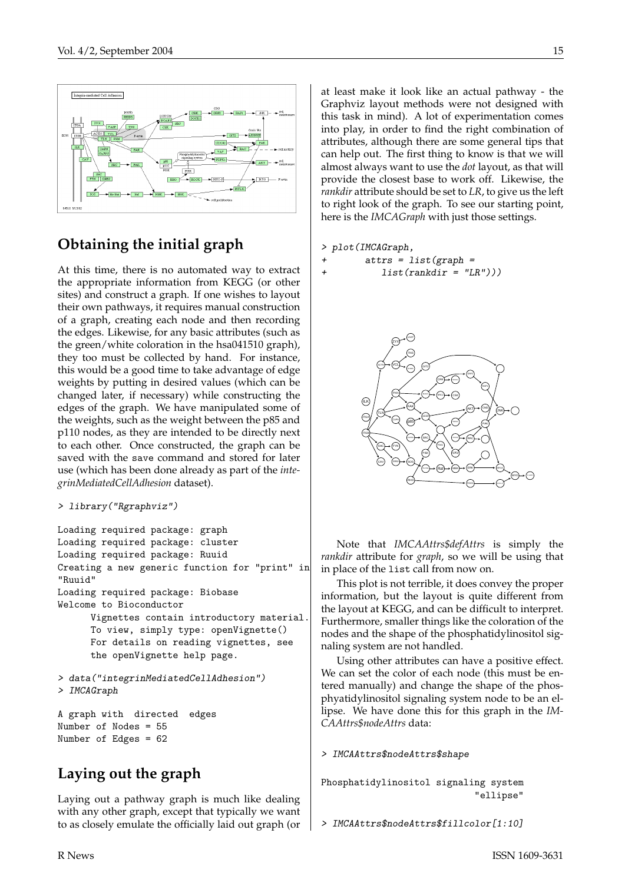## Obtaining the initial graph

At this time, there is no automated way to extract the appropriate information from KEGG (or other sites) and construct a graph. If one wishes to layout their own pathways, it requires manual construction of a graph, creating each node and then recording the edges. Likewise, for any basic attributes (such as the green/white coloration in the hsa041510 graph), they too must be collected by hand. For instance, this would be a good time to take advantage of edge weights by putting in desired values (which can be changed later, if necessary) while constructing the edges of the graph. We have manipulated some of the weights, such as the weight between the p85 and p110 nodes, as they are intended to be directly next to each other. Once constructed, the graph can be saved with the save command and stored for later use (which has been done already as part of the *integrinMediatedCellAdhesion* dataset).

```
> library("Rgraphviz")

Loading required package: graph
Loading required package: cluster
Loading required package: Ruuid
Creating a new generic function for "print" in
"Ruuid"
Loading required package: Biobase
Welcome to Bioconductor
      Vignettes contain introductory material.
      To view, simply type: openVignette()
      For details on reading vignettes, see
      the openVignette help page.

> data("integrinMediatedCellAdhesion")
> IMCAGraph

A graph with  directed  edges
Number of Nodes = 55
Number of Edges = 62
```

## Laying out the graph

Laying out a pathway graph is much like dealing with any other graph, except that typically we want to as closely emulate the officially laid out graph (or at least make it look like an actual pathway - the Graphviz layout methods were not designed with this task in mind). A lot of experimentation comes into play, in order to find the right combination of attributes, although there are some general tips that can help out. The first thing to know is that we will almost always want to use the *dot* layout, as that will provide the closest base to work off. Likewise, the *rankdir* attribute should be set to *LR*, to give us the left to right look of the graph. To see our starting point, here is the *IMCAGraph* with just those settings.

```
> plot(IMCAGraph,
+        attrs = list(graph =
+           list(rankdir = "LR")))
```

Note that *IMCAAttrs$defAttrs* is simply the *rankdir* attribute for *graph*, so we will be using that in place of the list call from now on.

This plot is not terrible, it does convey the proper information, but the layout is quite different from the layout at KEGG, and can be difficult to interpret. Furthermore, smaller things like the coloration of the nodes and the shape of the phosphatidylinositol signaling system are not handled.

Using other attributes can have a positive effect. We can set the color of each node (this must be entered manually) and change the shape of the phosphatidylinositol signaling system node to be an ellipse. We have done this for this graph in the *IMCAAttrs$nodeAttrs* data:

```
> IMCAAttrs$nodeAttrs$shape

Phosphatidylinositol signaling system
                            "ellipse"

> IMCAAttrs$nodeAttrs$fillcolor[1:10]
```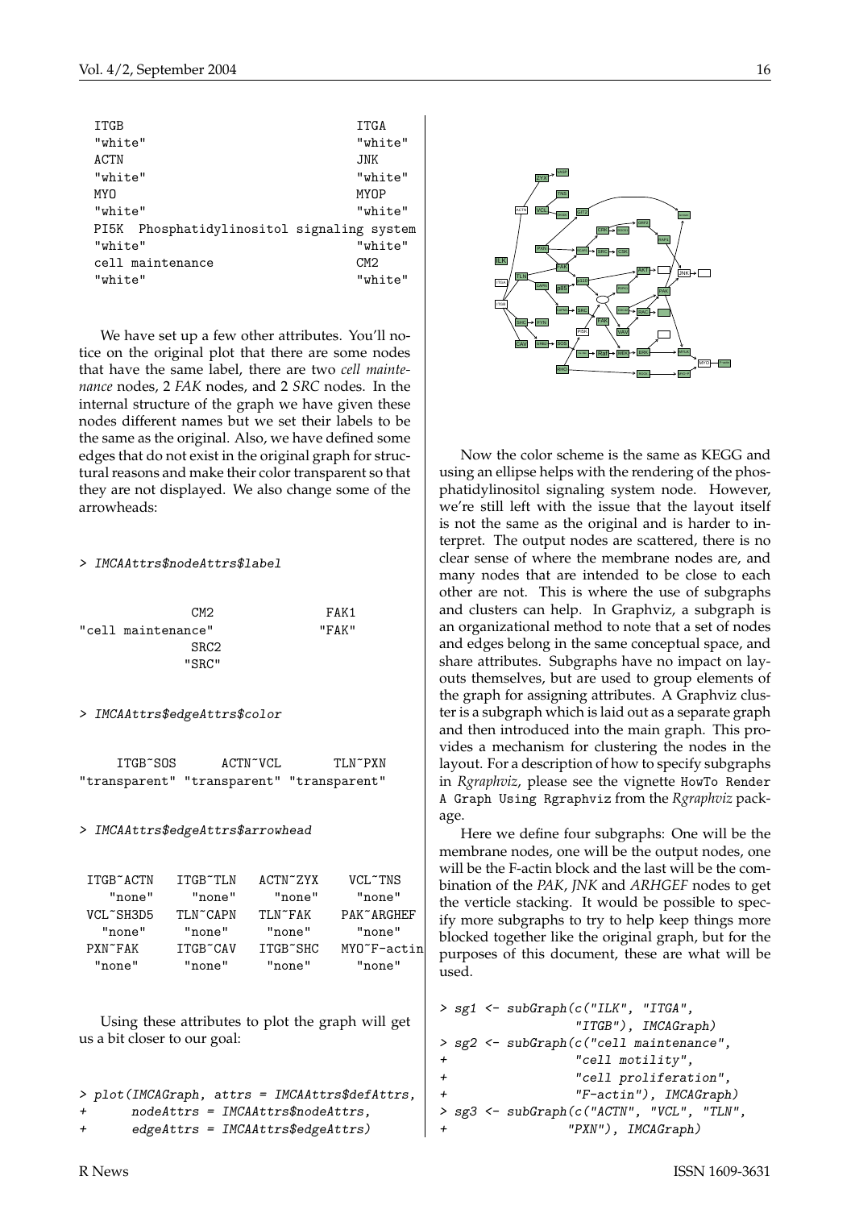```
 ITGB                                   ITGA
 "white"                                "white"
 ACTN                                   JNK
 "white"                                "white"
 MYO                                    MYOP
 "white"                                "white"
 PI5K  Phosphatidylinositol signaling system
 "white"                                "white"
 cell maintenance                       CM2
 "white"                                "white"
```

We have set up a few other attributes. You'll notice on the original plot that there are some nodes that have the same label, there are two *cell maintenance* nodes, 2 *FAK* nodes, and 2 *SRC* nodes. In the internal structure of the graph we have given these nodes different names but we set their labels to be the same as the original. Also, we have defined some edges that do not exist in the original graph for structural reasons and make their color transparent so that they are not displayed. We also change some of the arrowheads:

```
> IMCAAttrs$nodeAttrs$label

               CM2               FAK1
"cell maintenance"              "FAK"
              SRC2
             "SRC"

> IMCAAttrs$edgeAttrs$color

     ITGB~SOS      ACTN~VCL       TLN~PXN
"transparent" "transparent" "transparent"

> IMCAAttrs$edgeAttrs$arrowhead

 ITGB~ACTN   ITGB~TLN   ACTN~ZYX    VCL~TNS
    "none"     "none"     "none"     "none"
 VCL~SH3D5   TLN~CAPN   TLN~FAK   PAK~ARGHEF
    "none"     "none"     "none"     "none"
  PXN~FAK    ITGB~CAV   ITGB~SHC  MYO~F-actin
    "none"     "none"     "none"     "none"
```

Using these attributes to plot the graph will get us a bit closer to our goal:

```
> plot(IMCAGraph, attrs = IMCAAttrs$defAttrs,
+      nodeAttrs = IMCAAttrs$nodeAttrs,
+      edgeAttrs = IMCAAttrs$edgeAttrs)
```

Now the color scheme is the same as KEGG and using an ellipse helps with the rendering of the phosphatidylinositol signaling system node. However, we're still left with the issue that the layout itself is not the same as the original and is harder to interpret. The output nodes are scattered, there is no clear sense of where the membrane nodes are, and many nodes that are intended to be close to each other are not. This is where the use of subgraphs and clusters can help. In Graphviz, a subgraph is an organizational method to note that a set of nodes and edges belong in the same conceptual space, and share attributes. Subgraphs have no impact on layouts themselves, but are used to group elements of the graph for assigning attributes. A Graphviz cluster is a subgraph which is laid out as a separate graph and then introduced into the main graph. This provides a mechanism for clustering the nodes in the layout. For a description of how to specify subgraphs in *Rgraphviz*, please see the vignette `HowTo Render A Graph Using Rgraphviz` from the *Rgraphviz* package.

Here we define four subgraphs: One will be the membrane nodes, one will be the output nodes, one will be the F-actin block and the last will be the combination of the *PAK*, *JNK* and *ARHGEF* nodes to get the verticle stacking. It would be possible to specify more subgraphs to try to help keep things more blocked together like the original graph, but for the purposes of this document, these are what will be used.

```
> sg1 <- subGraph(c("ILK", "ITGA",
+                "ITGB"), IMCAGraph)
> sg2 <- subGraph(c("cell maintenance",
+                "cell motility",
+                "cell proliferation",
+                "F-actin"), IMCAGraph)
> sg3 <- subGraph(c("ACTN", "VCL", "TLN",
+               "PXN"), IMCAGraph)
```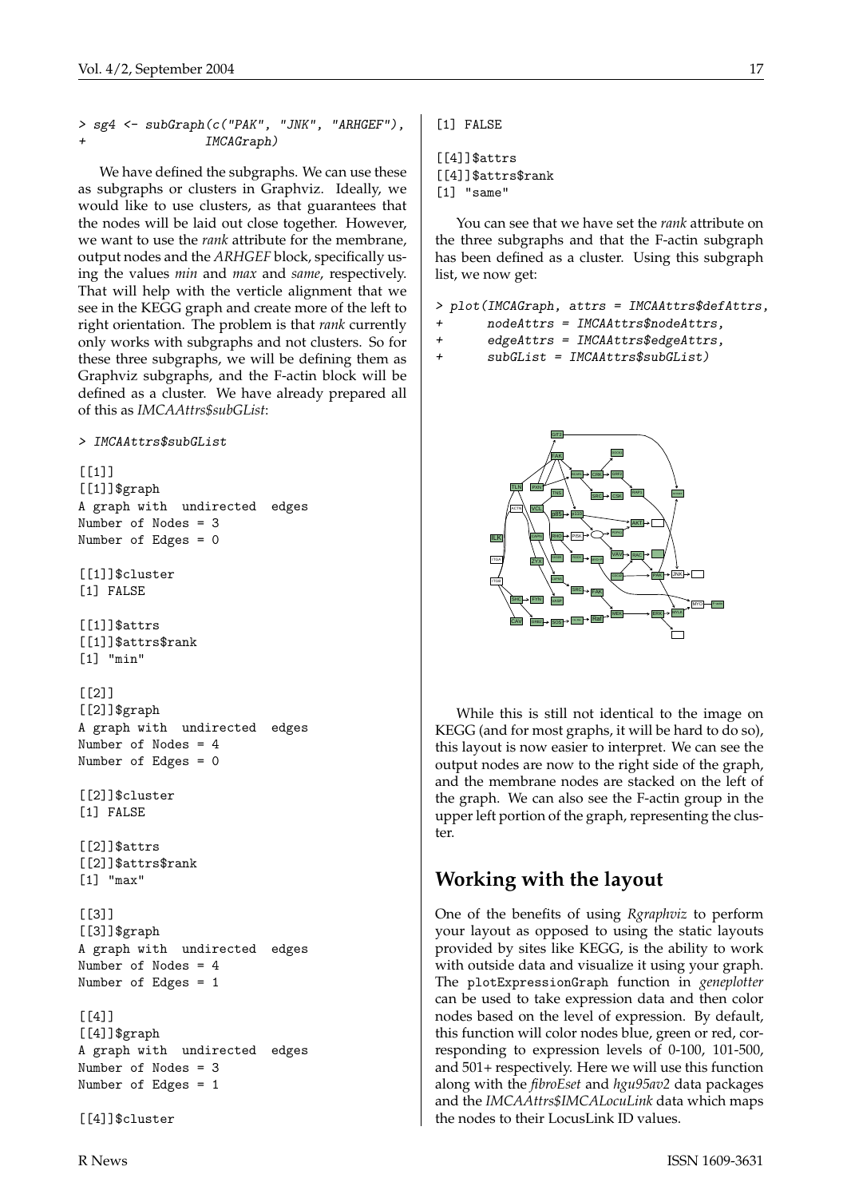```
> sg4 <- subGraph(c("PAK", "JNK", "ARHGEF"),
+                 IMCAGraph)
```

We have defined the subgraphs. We can use these as subgraphs or clusters in Graphviz. Ideally, we would like to use clusters, as that guarantees that the nodes will be laid out close together. However, we want to use the *rank* attribute for the membrane, output nodes and the *ARHGEF* block, specifically using the values *min* and *max* and *same*, respectively. That will help with the verticle alignment that we see in the KEGG graph and create more of the left to right orientation. The problem is that *rank* currently only works with subgraphs and not clusters. So for these three subgraphs, we will be defining them as Graphviz subgraphs, and the F-actin block will be defined as a cluster. We have already prepared all of this as *IMCAAttrs$subGList*:

```
> IMCAAttrs$subGList

[[1]]
[[1]]$graph
A graph with  undirected  edges
Number of Nodes = 3
Number of Edges = 0

[[1]]$cluster
[1] FALSE

[[1]]$attrs
[[1]]$attrs$rank
[1] "min"

[[2]]
[[2]]$graph
A graph with  undirected  edges
Number of Nodes = 4
Number of Edges = 0

[[2]]$cluster
[1] FALSE

[[2]]$attrs
[[2]]$attrs$rank
[1] "max"

[[3]]
[[3]]$graph
A graph with  undirected  edges
Number of Nodes = 4
Number of Edges = 1

[[4]]
[[4]]$graph
A graph with  undirected  edges
Number of Nodes = 3
Number of Edges = 1

[[4]]$cluster
[1] FALSE

[[4]]$attrs
[[4]]$attrs$rank
[1] "same"
```

You can see that we have set the *rank* attribute on the three subgraphs and that the F-actin subgraph has been defined as a cluster. Using this subgraph list, we now get:

```
> plot(IMCAGraph, attrs = IMCAAttrs$defAttrs,
+      nodeAttrs = IMCAAttrs$nodeAttrs,
+      edgeAttrs = IMCAAttrs$edgeAttrs,
+      subGList = IMCAAttrs$subGList)
```

While this is still not identical to the image on KEGG (and for most graphs, it will be hard to do so), this layout is now easier to interpret. We can see the output nodes are now to the right side of the graph, and the membrane nodes are stacked on the left of the graph. We can also see the F-actin group in the upper left portion of the graph, representing the cluster.

## Working with the layout

One of the benefits of using *Rgraphviz* to perform your layout as opposed to using the static layouts provided by sites like KEGG, is the ability to work with outside data and visualize it using your graph. The `plotExpressionGraph` function in *geneplotter* can be used to take expression data and then color nodes based on the level of expression. By default, this function will color nodes blue, green or red, corresponding to expression levels of 0-100, 101-500, and 501+ respectively. Here we will use this function along with the *fibroEset* and *hgu95av2* data packages and the *IMCAAttrs$IMCALocuLink* data which maps the nodes to their LocusLink ID values.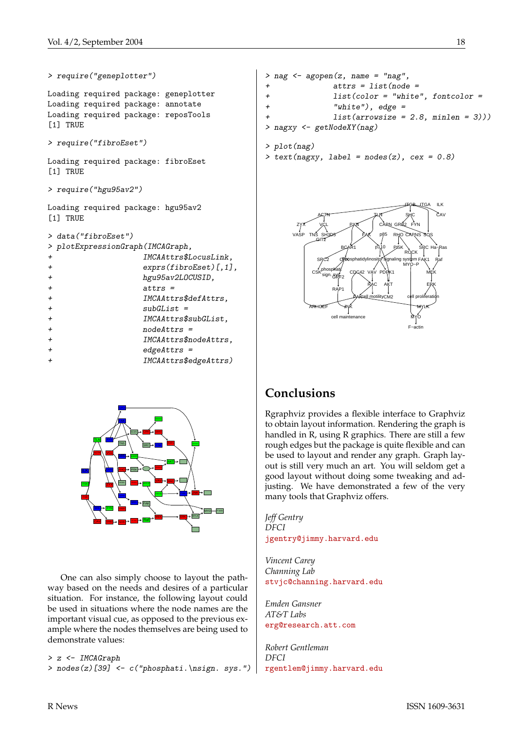```
> require("geneplotter")

Loading required package: geneplotter
Loading required package: annotate
Loading required package: reposTools
[1] TRUE

> require("fibroEset")

Loading required package: fibroEset
[1] TRUE

> require("hgu95av2")

Loading required package: hgu95av2
[1] TRUE

> data("fibroEset")
> plotExpressionGraph(IMCAGraph,
+                     IMCAAttrs$LocusLink,
+                     exprs(fibroEset)[,1],
+                     hgu95av2LOCUSID,
+                     attrs =
+                     IMCAAttrs$defAttrs,
+                     subGList =
+                     IMCAAttrs$subGList,
+                     nodeAttrs =
+                     IMCAAttrs$nodeAttrs,
+                     edgeAttrs =
+                     IMCAAttrs$edgeAttrs)
```

One can also simply choose to layout the pathway based on the needs and desires of a particular situation. For instance, the following layout could be used in situations where the node names are the important visual cue, as opposed to the previous example where the nodes themselves are being used to demonstrate values:

```
> z <- IMCAGraph
> nodes(z)[39] <- c("phosphati.\nsign. sys.")
> nag <- agopen(z, name = "nag",
+              attrs = list(node =
+              list(color = "white", fontcolor =
+              "white"), edge =
+              list(arrowsize = 2.8, minlen = 3)))
> nagxy <- getNodeXY(nag)

> plot(nag)
> text(nagxy, label = nodes(z), cex = 0.8)
```

## Conclusions

Rgraphviz provides a flexible interface to Graphviz to obtain layout information. Rendering the graph is handled in R, using R graphics. There are still a few rough edges but the package is quite flexible and can be used to layout and render any graph. Graph layout is still very much an art. You will seldom get a good layout without doing some tweaking and adjusting. We have demonstrated a few of the very many tools that Graphviz offers.

*Jeff Gentry*
*DFCI*
jgentry@jimmy.harvard.edu

*Vincent Carey*
*Channing Lab*
stvjc@channing.harvard.edu

*Emden Gansner*
*AT&T Labs*
erg@research.att.com

*Robert Gentleman*
*DFCI*
rgentlem@jimmy.harvard.edu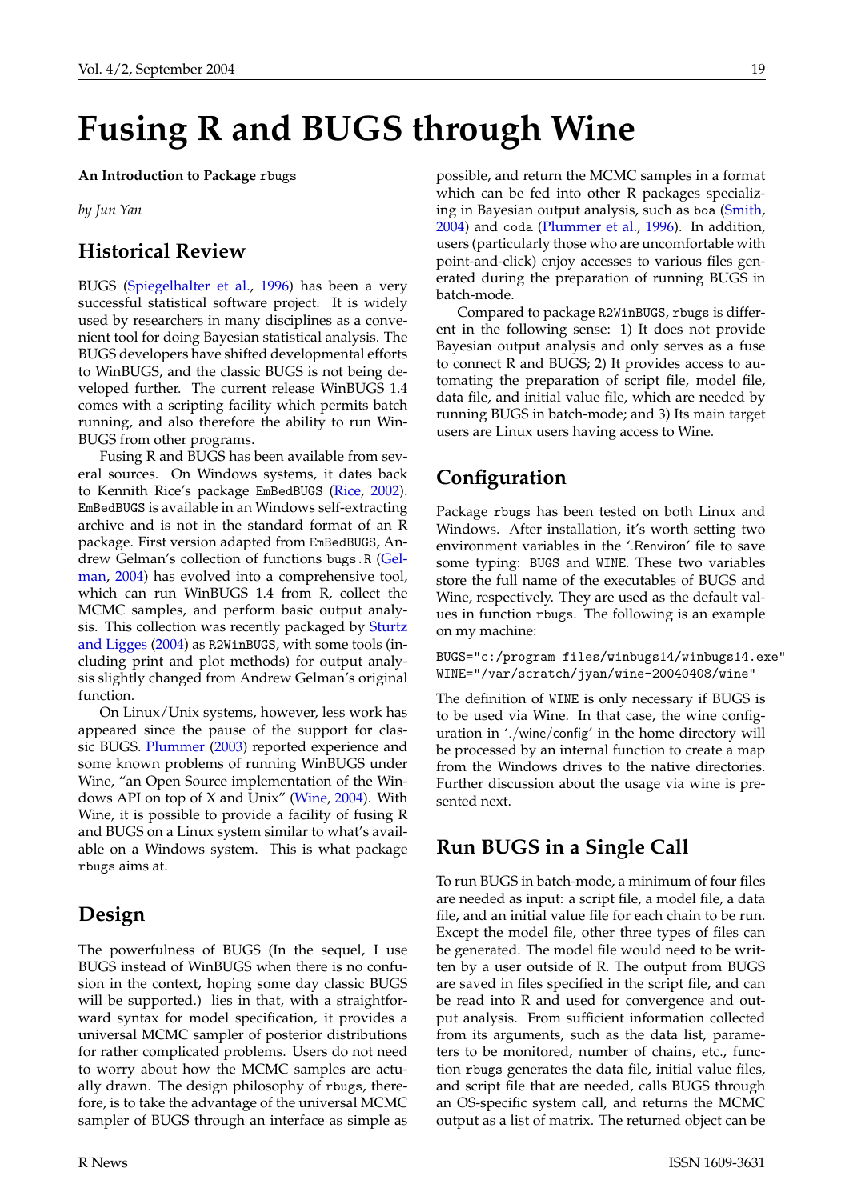# Fusing R and BUGS through Wine

**An Introduction to Package** `rbugs`

*by Jun Yan*

## Historical Review

BUGS (Spiegelhalter et al., 1996) has been a very successful statistical software project. It is widely used by researchers in many disciplines as a convenient tool for doing Bayesian statistical analysis. The BUGS developers have shifted developmental efforts to WinBUGS, and the classic BUGS is not being developed further. The current release WinBUGS 1.4 comes with a scripting facility which permits batch running, and also therefore the ability to run WinBUGS from other programs.

Fusing R and BUGS has been available from several sources. On Windows systems, it dates back to Kennith Rice's package `EmBedBUGS` (Rice, 2002). `EmBedBUGS` is available in an Windows self-extracting archive and is not in the standard format of an R package. First version adapted from `EmBedBUGS`, Andrew Gelman's collection of functions `bugs.R` (Gelman, 2004) has evolved into a comprehensive tool, which can run WinBUGS 1.4 from R, collect the MCMC samples, and perform basic output analysis. This collection was recently packaged by Sturtz and Ligges (2004) as `R2WinBUGS`, with some tools (including print and plot methods) for output analysis slightly changed from Andrew Gelman's original function.

On Linux/Unix systems, however, less work has appeared since the pause of the support for classic BUGS. Plummer (2003) reported experience and some known problems of running WinBUGS under Wine, "an Open Source implementation of the Windows API on top of X and Unix" (Wine, 2004). With Wine, it is possible to provide a facility of fusing R and BUGS on a Linux system similar to what's available on a Windows system. This is what package `rbugs` aims at.

## Design

The powerfulness of BUGS (In the sequel, I use BUGS instead of WinBUGS when there is no confusion in the context, hoping some day classic BUGS will be supported.) lies in that, with a straightforward syntax for model specification, it provides a universal MCMC sampler of posterior distributions for rather complicated problems. Users do not need to worry about how the MCMC samples are actually drawn. The design philosophy of `rbugs`, therefore, is to take the advantage of the universal MCMC sampler of BUGS through an interface as simple as possible, and return the MCMC samples in a format which can be fed into other R packages specializing in Bayesian output analysis, such as `boa` (Smith, 2004) and `coda` (Plummer et al., 1996). In addition, users (particularly those who are uncomfortable with point-and-click) enjoy accesses to various files generated during the preparation of running BUGS in batch-mode.

Compared to package `R2WinBUGS`, `rbugs` is different in the following sense: 1) It does not provide Bayesian output analysis and only serves as a fuse to connect R and BUGS; 2) It provides access to automating the preparation of script file, model file, data file, and initial value file, which are needed by running BUGS in batch-mode; and 3) Its main target users are Linux users having access to Wine.

## Configuration

Package `rbugs` has been tested on both Linux and Windows. After installation, it's worth setting two environment variables in the '.Renviron' file to save some typing: `BUGS` and `WINE`. These two variables store the full name of the executables of BUGS and Wine, respectively. They are used as the default values in function `rbugs`. The following is an example on my machine:

```
BUGS="c:/program files/winbugs14/winbugs14.exe"
WINE="/var/scratch/jyan/wine-20040408/wine"
```

The definition of `WINE` is only necessary if BUGS is to be used via Wine. In that case, the wine configuration in './wine/config' in the home directory will be processed by an internal function to create a map from the Windows drives to the native directories. Further discussion about the usage via wine is presented next.

## Run BUGS in a Single Call

To run BUGS in batch-mode, a minimum of four files are needed as input: a script file, a model file, a data file, and an initial value file for each chain to be run. Except the model file, other three types of files can be generated. The model file would need to be written by a user outside of R. The output from BUGS are saved in files specified in the script file, and can be read into R and used for convergence and output analysis. From sufficient information collected from its arguments, such as the data list, parameters to be monitored, number of chains, etc., function `rbugs` generates the data file, initial value files, and script file that are needed, calls BUGS through an OS-specific system call, and returns the MCMC output as a list of matrix. The returned object can be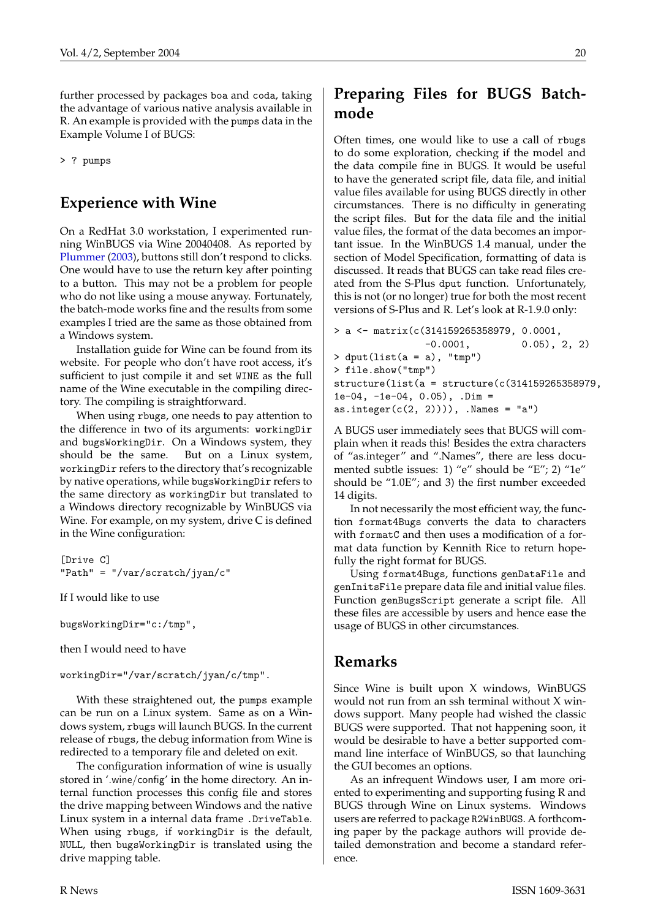further processed by packages boa and coda, taking the advantage of various native analysis available in R. An example is provided with the pumps data in the Example Volume I of BUGS:

```
> ? pumps
```

## Experience with Wine

On a RedHat 3.0 workstation, I experimented running WinBUGS via Wine 20040408. As reported by Plummer (2003), buttons still don't respond to clicks. One would have to use the return key after pointing to a button. This may not be a problem for people who do not like using a mouse anyway. Fortunately, the batch-mode works fine and the results from some examples I tried are the same as those obtained from a Windows system.

Installation guide for Wine can be found from its website. For people who don't have root access, it's sufficient to just compile it and set WINE as the full name of the Wine executable in the compiling directory. The compiling is straightforward.

When using rbugs, one needs to pay attention to the difference in two of its arguments: workingDir and bugsWorkingDir. On a Windows system, they should be the same. But on a Linux system, workingDir refers to the directory that's recognizable by native operations, while bugsWorkingDir refers to the same directory as workingDir but translated to a Windows directory recognizable by WinBUGS via Wine. For example, on my system, drive C is defined in the Wine configuration:

```
[Drive C]
"Path" = "/var/scratch/jyan/c"
```

If I would like to use

```
bugsWorkingDir="c:/tmp",
```

then I would need to have

```
workingDir="/var/scratch/jyan/c/tmp".
```

With these straightened out, the pumps example can be run on a Linux system. Same as on a Windows system, rbugs will launch BUGS. In the current release of rbugs, the debug information from Wine is redirected to a temporary file and deleted on exit.

The configuration information of wine is usually stored in '.wine/config' in the home directory. An internal function processes this config file and stores the drive mapping between Windows and the native Linux system in a internal data frame .DriveTable. When using rbugs, if workingDir is the default, NULL, then bugsWorkingDir is translated using the drive mapping table.

## Preparing Files for BUGS Batchmode

Often times, one would like to use a call of rbugs to do some exploration, checking if the model and the data compile fine in BUGS. It would be useful to have the generated script file, data file, and initial value files available for using BUGS directly in other circumstances. There is no difficulty in generating the script files. But for the data file and the initial value files, the format of the data becomes an important issue. In the WinBUGS 1.4 manual, under the section of Model Specification, formatting of data is discussed. It reads that BUGS can take read files created from the S-Plus dput function. Unfortunately, this is not (or no longer) true for both the most recent versions of S-Plus and R. Let's look at R-1.9.0 only:

```
> a <- matrix(c(314159265358979, 0.0001,
                -0.0001,          0.05), 2, 2)
> dput(list(a = a), "tmp")
> file.show("tmp")
structure(list(a = structure(c(314159265358979,
1e-04, -1e-04, 0.05), .Dim =
as.integer(c(2, 2)))), .Names = "a")
```

A BUGS user immediately sees that BUGS will complain when it reads this! Besides the extra characters of "as.integer" and ".Names", there are less documented subtle issues: 1) "e" should be "E"; 2) "1e" should be "1.0E"; and 3) the first number exceeded 14 digits.

In not necessarily the most efficient way, the function format4Bugs converts the data to characters with formatC and then uses a modification of a format data function by Kennith Rice to return hopefully the right format for BUGS.

Using format4Bugs, functions genDataFile and genInitsFile prepare data file and initial value files. Function genBugsScript generate a script file. All these files are accessible by users and hence ease the usage of BUGS in other circumstances.

## Remarks

Since Wine is built upon X windows, WinBUGS would not run from an ssh terminal without X windows support. Many people had wished the classic BUGS were supported. That not happening soon, it would be desirable to have a better supported command line interface of WinBUGS, so that launching the GUI becomes an options.

As an infrequent Windows user, I am more oriented to experimenting and supporting fusing R and BUGS through Wine on Linux systems. Windows users are referred to package R2WinBUGS. A forthcoming paper by the package authors will provide detailed demonstration and become a standard reference.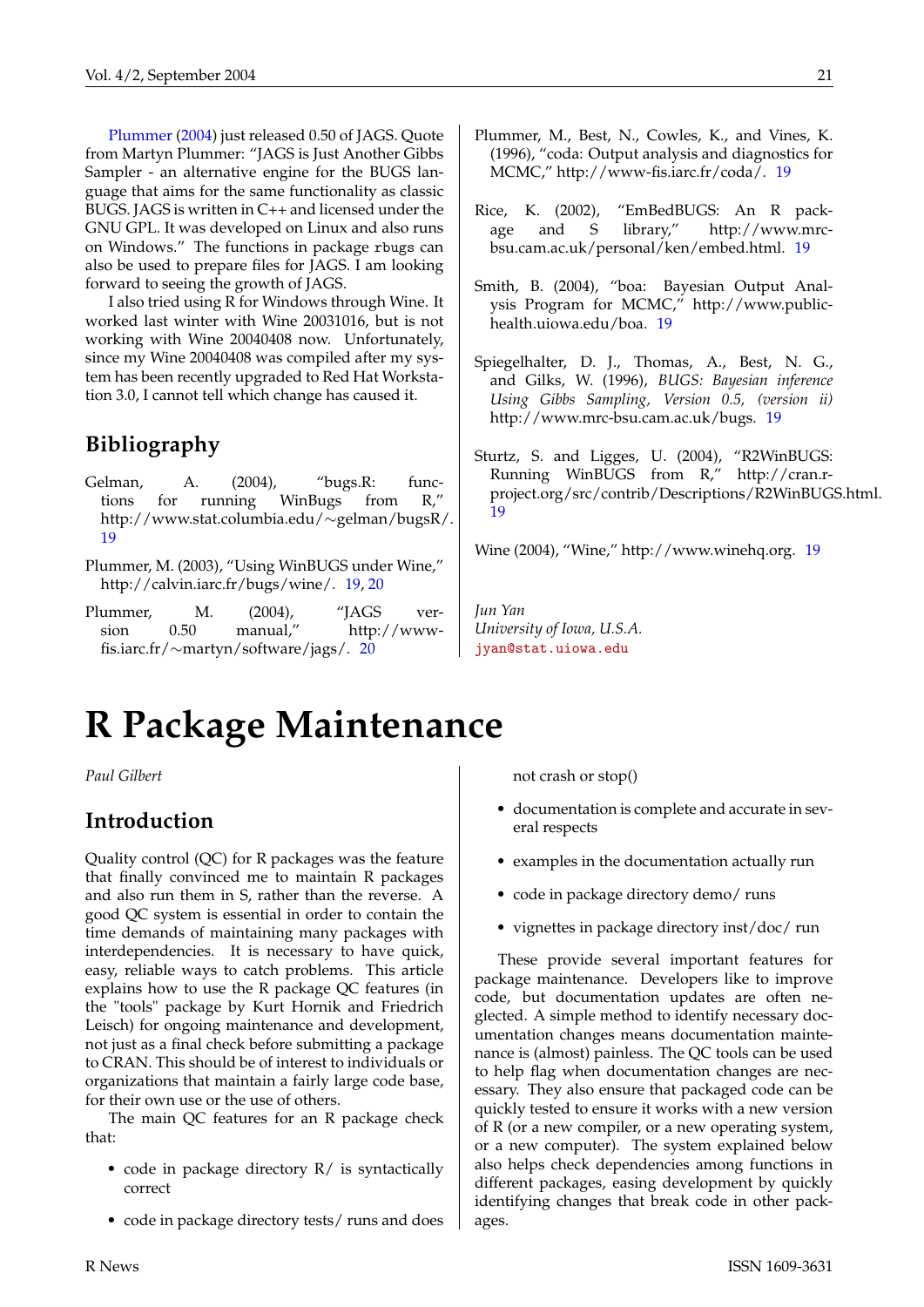Plummer (2004) just released 0.50 of JAGS. Quote from Martyn Plummer: "JAGS is Just Another Gibbs Sampler - an alternative engine for the BUGS language that aims for the same functionality as classic BUGS. JAGS is written in C++ and licensed under the GNU GPL. It was developed on Linux and also runs on Windows." The functions in package `rbugs` can also be used to prepare files for JAGS. I am looking forward to seeing the growth of JAGS.

I also tried using R for Windows through Wine. It worked last winter with Wine 20031016, but is not working with Wine 20040408 now. Unfortunately, since my Wine 20040408 was compiled after my system has been recently upgraded to Red Hat Workstation 3.0, I cannot tell which change has caused it.

## Bibliography

Gelman, A. (2004), "bugs.R: functions for running WinBugs from R," http://www.stat.columbia.edu/~gelman/bugsR/. 19

Plummer, M. (2003), "Using WinBUGS under Wine," http://calvin.iarc.fr/bugs/wine/. 19, 20

Plummer, M. (2004), "JAGS version 0.50 manual," http://www-fis.iarc.fr/~martyn/software/jags/. 20

Plummer, M., Best, N., Cowles, K., and Vines, K. (1996), "coda: Output analysis and diagnostics for MCMC," http://www-fis.iarc.fr/coda/. 19

Rice, K. (2002), "EmBedBUGS: An R package and S library," http://www.mrc-bsu.cam.ac.uk/personal/ken/embed.html. 19

Smith, B. (2004), "boa: Bayesian Output Analysis Program for MCMC," http://www.public-health.uiowa.edu/boa. 19

Spiegelhalter, D. J., Thomas, A., Best, N. G., and Gilks, W. (1996), *BUGS: Bayesian inference Using Gibbs Sampling, Version 0.5, (version ii)* http://www.mrc-bsu.cam.ac.uk/bugs. 19

Sturtz, S. and Ligges, U. (2004), "R2WinBUGS: Running WinBUGS from R," http://cran.r-project.org/src/contrib/Descriptions/R2WinBUGS.html. 19

Wine (2004), "Wine," http://www.winehq.org. 19

*Jun Yan*
*University of Iowa, U.S.A.*
jyan@stat.uiowa.edu

# R Package Maintenance

*Paul Gilbert*

## Introduction

Quality control (QC) for R packages was the feature that finally convinced me to maintain R packages and also run them in S, rather than the reverse. A good QC system is essential in order to contain the time demands of maintaining many packages with interdependencies. It is necessary to have quick, easy, reliable ways to catch problems. This article explains how to use the R package QC features (in the "tools" package by Kurt Hornik and Friedrich Leisch) for ongoing maintenance and development, not just as a final check before submitting a package to CRAN. This should be of interest to individuals or organizations that maintain a fairly large code base, for their own use or the use of others.

The main QC features for an R package check that:

- code in package directory R/ is syntactically correct
- code in package directory tests/ runs and does not crash or stop()
- documentation is complete and accurate in several respects
- examples in the documentation actually run
- code in package directory demo/ runs
- vignettes in package directory inst/doc/ run

These provide several important features for package maintenance. Developers like to improve code, but documentation updates are often neglected. A simple method to identify necessary documentation changes means documentation maintenance is (almost) painless. The QC tools can be used to help flag when documentation changes are necessary. They also ensure that packaged code can be quickly tested to ensure it works with a new version of R (or a new compiler, or a new operating system, or a new computer). The system explained below also helps check dependencies among functions in different packages, easing development by quickly identifying changes that break code in other packages.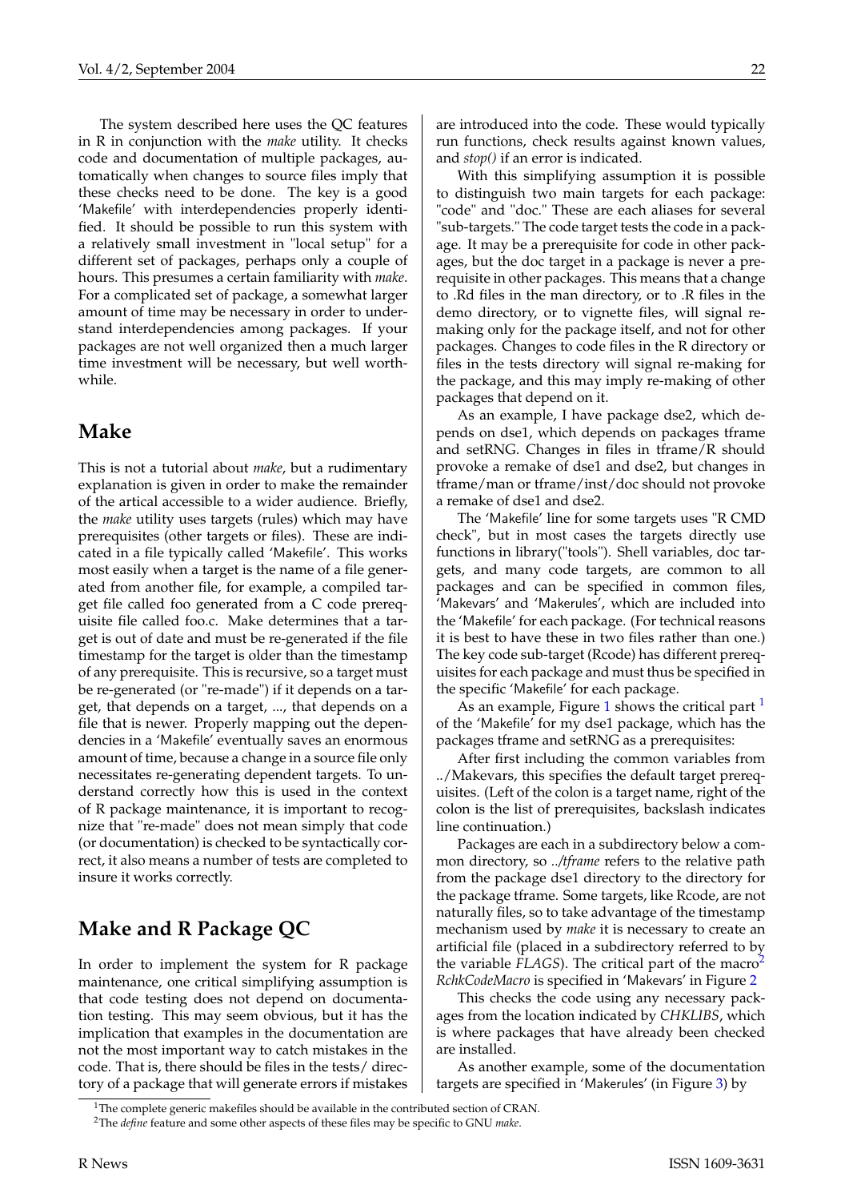The system described here uses the QC features in R in conjunction with the *make* utility. It checks code and documentation of multiple packages, automatically when changes to source files imply that these checks need to be done. The key is a good 'Makefile' with interdependencies properly identified. It should be possible to run this system with a relatively small investment in "local setup" for a different set of packages, perhaps only a couple of hours. This presumes a certain familiarity with *make*. For a complicated set of package, a somewhat larger amount of time may be necessary in order to understand interdependencies among packages. If your packages are not well organized then a much larger time investment will be necessary, but well worthwhile.

## Make

This is not a tutorial about *make*, but a rudimentary explanation is given in order to make the remainder of the artical accessible to a wider audience. Briefly, the *make* utility uses targets (rules) which may have prerequisites (other targets or files). These are indicated in a file typically called 'Makefile'. This works most easily when a target is the name of a file generated from another file, for example, a compiled target file called foo generated from a C code prerequisite file called foo.c. Make determines that a target is out of date and must be re-generated if the file timestamp for the target is older than the timestamp of any prerequisite. This is recursive, so a target must be re-generated (or "re-made") if it depends on a target, that depends on a target, ..., that depends on a file that is newer. Properly mapping out the dependencies in a 'Makefile' eventually saves an enormous amount of time, because a change in a source file only necessitates re-generating dependent targets. To understand correctly how this is used in the context of R package maintenance, it is important to recognize that "re-made" does not mean simply that code (or documentation) is checked to be syntactically correct, it also means a number of tests are completed to insure it works correctly.

## Make and R Package QC

In order to implement the system for R package maintenance, one critical simplifying assumption is that code testing does not depend on documentation testing. This may seem obvious, but it has the implication that examples in the documentation are not the most important way to catch mistakes in the code. That is, there should be files in the tests/ directory of a package that will generate errors if mistakes are introduced into the code. These would typically run functions, check results against known values, and *stop()* if an error is indicated.

With this simplifying assumption it is possible to distinguish two main targets for each package: "code" and "doc." These are each aliases for several "sub-targets." The code target tests the code in a package. It may be a prerequisite for code in other packages, but the doc target in a package is never a prerequisite in other packages. This means that a change to .Rd files in the man directory, or to .R files in the demo directory, or to vignette files, will signal remaking only for the package itself, and not for other packages. Changes to code files in the R directory or files in the tests directory will signal re-making for the package, and this may imply re-making of other packages that depend on it.

As an example, I have package dse2, which depends on dse1, which depends on packages tframe and setRNG. Changes in files in tframe/R should provoke a remake of dse1 and dse2, but changes in tframe/man or tframe/inst/doc should not provoke a remake of dse1 and dse2.

The 'Makefile' line for some targets uses "R CMD check", but in most cases the targets directly use functions in library("tools"). Shell variables, doc targets, and many code targets, are common to all packages and can be specified in common files, 'Makevars' and 'Makerules', which are included into the 'Makefile' for each package. (For technical reasons it is best to have these in two files rather than one.) The key code sub-target (Rcode) has different prerequisites for each package and must thus be specified in the specific 'Makefile' for each package.

As an example, Figure 1 shows the critical part [1] of the 'Makefile' for my dse1 package, which has the packages tframe and setRNG as a prerequisites:

After first including the common variables from ../Makevars, this specifies the default target prerequisites. (Left of the colon is a target name, right of the colon is the list of prerequisites, backslash indicates line continuation.)

Packages are each in a subdirectory below a common directory, so *../tframe* refers to the relative path from the package dse1 directory to the directory for the package tframe. Some targets, like Rcode, are not naturally files, so to take advantage of the timestamp mechanism used by *make* it is necessary to create an artificial file (placed in a subdirectory referred to by the variable *FLAGS*). The critical part of the macro[2] *RchkCodeMacro* is specified in 'Makevars' in Figure 2

This checks the code using any necessary packages from the location indicated by *CHKLIBS*, which is where packages that have already been checked are installed.

As another example, some of the documentation targets are specified in 'Makerules' (in Figure 3) by

[1] The complete generic makefiles should be available in the contributed section of CRAN.

[2] The *define* feature and some other aspects of these files may be specific to GNU *make*.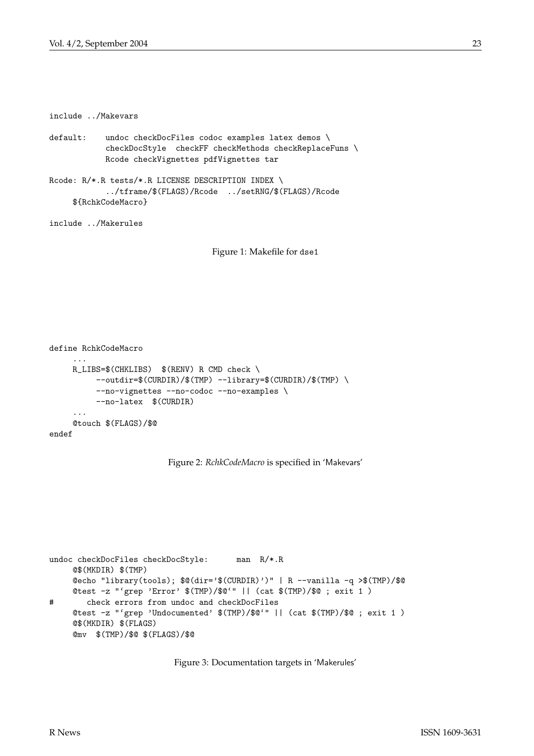```
include ../Makevars

default:    undoc checkDocFiles codoc examples latex demos \
            checkDocStyle  checkFF checkMethods checkReplaceFuns \
            Rcode checkVignettes pdfVignettes tar

Rcode: R/*.R tests/*.R LICENSE DESCRIPTION INDEX \
            ../tframe/$(FLAGS)/Rcode  ../setRNG/$(FLAGS)/Rcode
     ${RchkCodeMacro}

include ../Makerules
```

Figure 1: Makefile for `dse1`

```
define RchkCodeMacro
     ...
     R_LIBS=$(CHKLIBS)  $(RENV) R CMD check \
          --outdir=$(CURDIR)/$(TMP) --library=$(CURDIR)/$(TMP) \
          --no-vignettes --no-codoc --no-examples \
          --no-latex  $(CURDIR)
     ...
     @touch $(FLAGS)/$@
endef
```

Figure 2: *RchkCodeMacro* is specified in 'Makevars'

```
undoc checkDocFiles checkDocStyle:      man  R/*.R
     @$(MKDIR) $(TMP)
     @echo "library(tools); $@(dir='$(CURDIR)')" | R --vanilla -q >$(TMP)/$@
     @test -z "`grep 'Error' $(TMP)/$@`" || (cat $(TMP)/$@ ; exit 1 )
#       check errors from undoc and checkDocFiles
     @test -z "`grep 'Undocumented' $(TMP)/$@`" || (cat $(TMP)/$@ ; exit 1 )
     @$(MKDIR) $(FLAGS)
     @mv  $(TMP)/$@ $(FLAGS)/$@
```

Figure 3: Documentation targets in 'Makerules'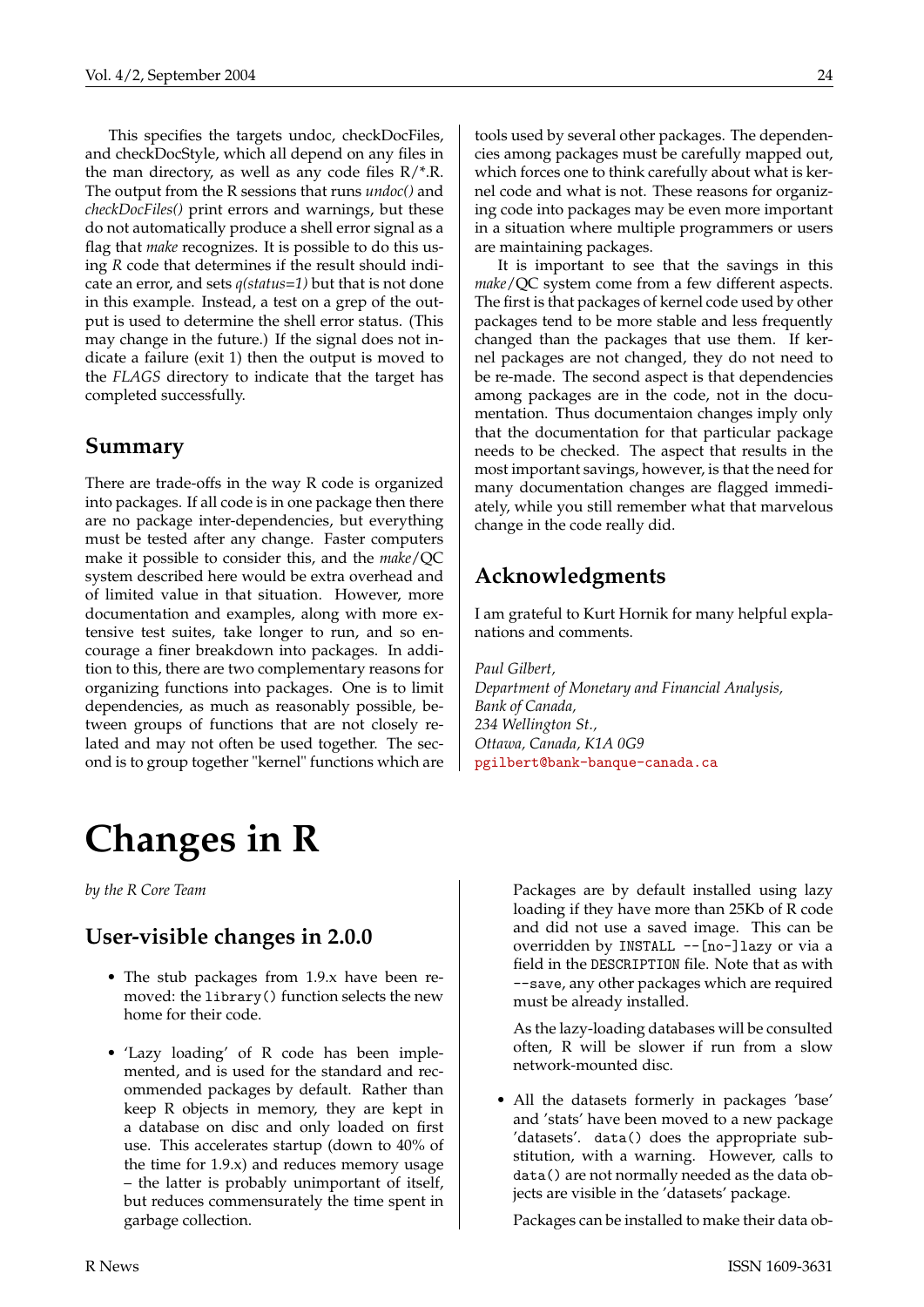This specifies the targets undoc, checkDocFiles, and checkDocStyle, which all depend on any files in the man directory, as well as any code files R/*.R. The output from the R sessions that runs *undoc()* and *checkDocFiles()* print errors and warnings, but these do not automatically produce a shell error signal as a flag that *make* recognizes. It is possible to do this using *R* code that determines if the result should indicate an error, and sets *q(status=1)* but that is not done in this example. Instead, a test on a grep of the output is used to determine the shell error status. (This may change in the future.) If the signal does not indicate a failure (exit 1) then the output is moved to the *FLAGS* directory to indicate that the target has completed successfully.

## Summary

There are trade-offs in the way R code is organized into packages. If all code is in one package then there are no package inter-dependencies, but everything must be tested after any change. Faster computers make it possible to consider this, and the *make*/QC system described here would be extra overhead and of limited value in that situation. However, more documentation and examples, along with more extensive test suites, take longer to run, and so encourage a finer breakdown into packages. In addition to this, there are two complementary reasons for organizing functions into packages. One is to limit dependencies, as much as reasonably possible, between groups of functions that are not closely related and may not often be used together. The second is to group together "kernel" functions which are tools used by several other packages. The dependencies among packages must be carefully mapped out, which forces one to think carefully about what is kernel code and what is not. These reasons for organizing code into packages may be even more important in a situation where multiple programmers or users are maintaining packages.

It is important to see that the savings in this *make*/QC system come from a few different aspects. The first is that packages of kernel code used by other packages tend to be more stable and less frequently changed than the packages that use them. If kernel packages are not changed, they do not need to be re-made. The second aspect is that dependencies among packages are in the code, not in the documentation. Thus documentaion changes imply only that the documentation for that particular package needs to be checked. The aspect that results in the most important savings, however, is that the need for many documentation changes are flagged immediately, while you still remember what that marvelous change in the code really did.

## Acknowledgments

I am grateful to Kurt Hornik for many helpful explanations and comments.

*Paul Gilbert,*
*Department of Monetary and Financial Analysis,*
*Bank of Canada,*
*234 Wellington St.,*
*Ottawa, Canada, K1A 0G9*
pgilbert@bank-banque-canada.ca

# Changes in R

*by the R Core Team*

## User-visible changes in 2.0.0

- The stub packages from 1.9.x have been removed: the `library()` function selects the new home for their code.

- 'Lazy loading' of R code has been implemented, and is used for the standard and recommended packages by default. Rather than keep R objects in memory, they are kept in a database on disc and only loaded on first use. This accelerates startup (down to 40% of the time for 1.9.x) and reduces memory usage – the latter is probably unimportant of itself, but reduces commensurately the time spent in garbage collection.

  Packages are by default installed using lazy loading if they have more than 25Kb of R code and did not use a saved image. This can be overridden by `INSTALL --[no-]lazy` or via a field in the `DESCRIPTION` file. Note that as with `--save`, any other packages which are required must be already installed.

  As the lazy-loading databases will be consulted often, R will be slower if run from a slow network-mounted disc.

- All the datasets formerly in packages 'base' and 'stats' have been moved to a new package 'datasets'. `data()` does the appropriate substitution, with a warning. However, calls to `data()` are not normally needed as the data objects are visible in the 'datasets' package.

  Packages can be installed to make their data ob-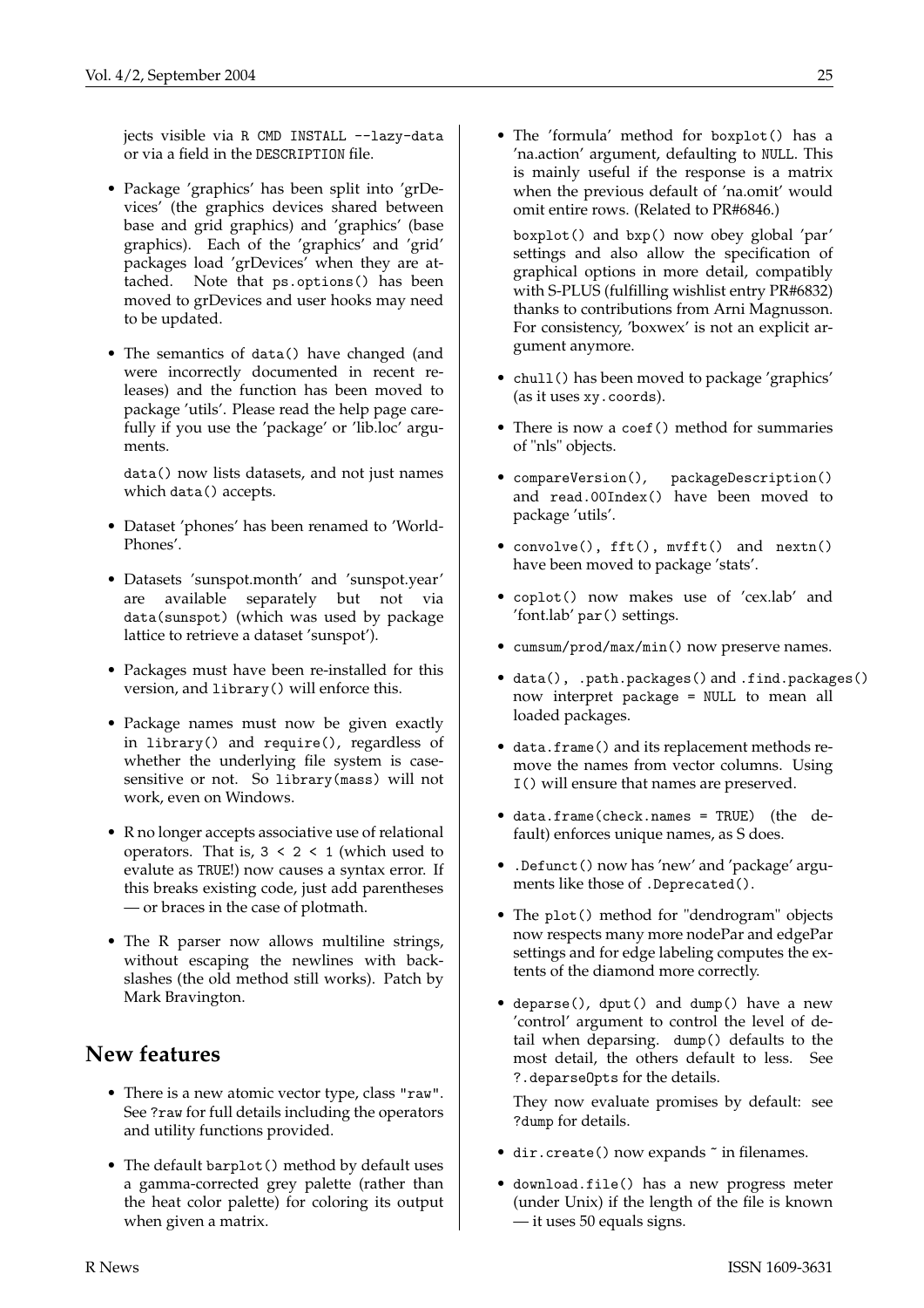jects visible via `R CMD INSTALL --lazy-data` or via a field in the DESCRIPTION file.

- Package 'graphics' has been split into 'grDevices' (the graphics devices shared between base and grid graphics) and 'graphics' (base graphics). Each of the 'graphics' and 'grid' packages load 'grDevices' when they are attached. Note that `ps.options()` has been moved to grDevices and user hooks may need to be updated.

- The semantics of `data()` have changed (and were incorrectly documented in recent releases) and the function has been moved to package 'utils'. Please read the help page carefully if you use the 'package' or 'lib.loc' arguments.

  `data()` now lists datasets, and not just names which `data()` accepts.

- Dataset 'phones' has been renamed to 'WorldPhones'.

- Datasets 'sunspot.month' and 'sunspot.year' are available separately but not via `data(sunspot)` (which was used by package lattice to retrieve a dataset 'sunspot').

- Packages must have been re-installed for this version, and `library()` will enforce this.

- Package names must now be given exactly in `library()` and `require()`, regardless of whether the underlying file system is case-sensitive or not. So `library(mass)` will not work, even on Windows.

- R no longer accepts associative use of relational operators. That is, `3 < 2 < 1` (which used to evalute as `TRUE`!) now causes a syntax error. If this breaks existing code, just add parentheses — or braces in the case of plotmath.

- The R parser now allows multiline strings, without escaping the newlines with backslashes (the old method still works). Patch by Mark Bravington.

## New features

- There is a new atomic vector type, class `"raw"`. See `?raw` for full details including the operators and utility functions provided.

- The default `barplot()` method by default uses a gamma-corrected grey palette (rather than the heat color palette) for coloring its output when given a matrix.

- The 'formula' method for `boxplot()` has a 'na.action' argument, defaulting to `NULL`. This is mainly useful if the response is a matrix when the previous default of 'na.omit' would omit entire rows. (Related to PR#6846.)

  `boxplot()` and `bxp()` now obey global 'par' settings and also allow the specification of graphical options in more detail, compatibly with S-PLUS (fulfilling wishlist entry PR#6832) thanks to contributions from Arni Magnusson. For consistency, 'boxwex' is not an explicit argument anymore.

- `chull()` has been moved to package 'graphics' (as it uses `xy.coords`).

- There is now a `coef()` method for summaries of "nls" objects.

- `compareVersion()`, `packageDescription()` and `read.00Index()` have been moved to package 'utils'.

- `convolve()`, `fft()`, `mvfft()` and `nextn()` have been moved to package 'stats'.

- `coplot()` now makes use of 'cex.lab' and 'font.lab' `par()` settings.

- `cumsum/prod/max/min()` now preserve names.

- `data()`, `.path.packages()` and `.find.packages()` now interpret `package = NULL` to mean all loaded packages.

- `data.frame()` and its replacement methods remove the names from vector columns. Using `I()` will ensure that names are preserved.

- `data.frame(check.names = TRUE)` (the default) enforces unique names, as S does.

- `.Defunct()` now has 'new' and 'package' arguments like those of `.Deprecated()`.

- The `plot()` method for "dendrogram" objects now respects many more nodePar and edgePar settings and for edge labeling computes the extents of the diamond more correctly.

- `deparse()`, `dput()` and `dump()` have a new 'control' argument to control the level of detail when deparsing. `dump()` defaults to the most detail, the others default to less. See `?.deparseOpts` for the details.

  They now evaluate promises by default: see `?dump` for details.

- `dir.create()` now expands ~ in filenames.

- `download.file()` has a new progress meter (under Unix) if the length of the file is known — it uses 50 equals signs.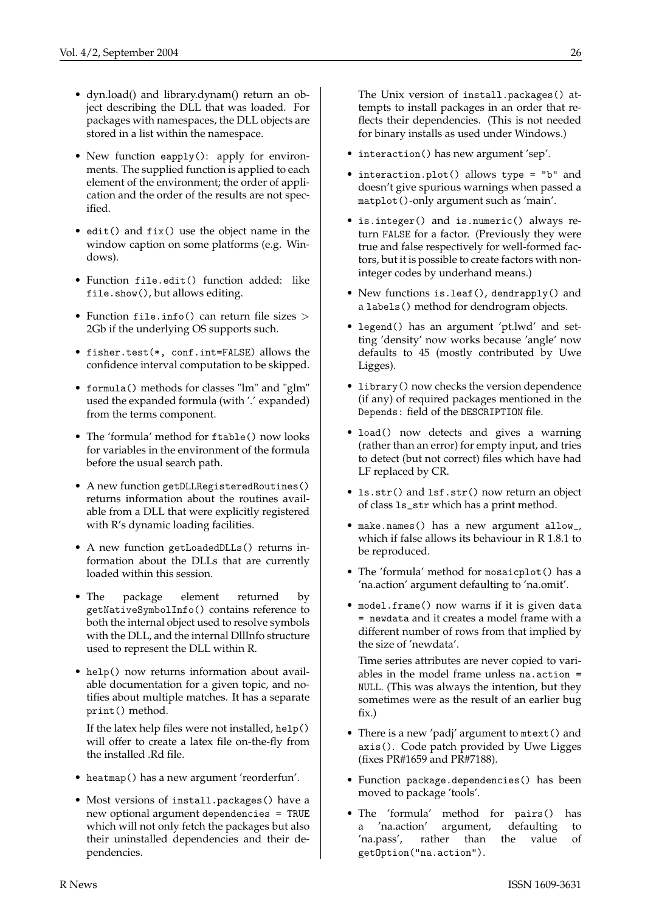- dyn.load() and library.dynam() return an object describing the DLL that was loaded. For packages with namespaces, the DLL objects are stored in a list within the namespace.

- New function `eapply()`: apply for environments. The supplied function is applied to each element of the environment; the order of application and the order of the results are not specified.

- `edit()` and `fix()` use the object name in the window caption on some platforms (e.g. Windows).

- Function `file.edit()` function added: like `file.show()`, but allows editing.

- Function `file.info()` can return file sizes > 2Gb if the underlying OS supports such.

- `fisher.test(*, conf.int=FALSE)` allows the confidence interval computation to be skipped.

- `formula()` methods for classes "lm" and "glm" used the expanded formula (with '.' expanded) from the terms component.

- The 'formula' method for `ftable()` now looks for variables in the environment of the formula before the usual search path.

- A new function `getDLLRegisteredRoutines()` returns information about the routines available from a DLL that were explicitly registered with R's dynamic loading facilities.

- A new function `getLoadedDLLs()` returns information about the DLLs that are currently loaded within this session.

- The package element returned by `getNativeSymbolInfo()` contains reference to both the internal object used to resolve symbols with the DLL, and the internal DllInfo structure used to represent the DLL within R.

- `help()` now returns information about available documentation for a given topic, and notifies about multiple matches. It has a separate `print()` method.

  If the latex help files were not installed, `help()` will offer to create a latex file on-the-fly from the installed .Rd file.

- `heatmap()` has a new argument 'reorderfun'.

- Most versions of `install.packages()` have a new optional argument `dependencies = TRUE` which will not only fetch the packages but also their uninstalled dependencies and their dependencies.

  The Unix version of `install.packages()` attempts to install packages in an order that reflects their dependencies. (This is not needed for binary installs as used under Windows.)

- `interaction()` has new argument 'sep'.

- `interaction.plot()` allows `type = "b"` and doesn't give spurious warnings when passed a `matplot()`-only argument such as 'main'.

- `is.integer()` and `is.numeric()` always return `FALSE` for a factor. (Previously they were true and false respectively for well-formed factors, but it is possible to create factors with non-integer codes by underhand means.)

- New functions `is.leaf()`, `dendrapply()` and a `labels()` method for dendrogram objects.

- `legend()` has an argument 'pt.lwd' and setting 'density' now works because 'angle' now defaults to 45 (mostly contributed by Uwe Ligges).

- `library()` now checks the version dependence (if any) of required packages mentioned in the `Depends:` field of the `DESCRIPTION` file.

- `load()` now detects and gives a warning (rather than an error) for empty input, and tries to detect (but not correct) files which have had LF replaced by CR.

- `ls.str()` and `lsf.str()` now return an object of class `ls_str` which has a print method.

- `make.names()` has a new argument `allow_`, which if false allows its behaviour in R 1.8.1 to be reproduced.

- The 'formula' method for `mosaicplot()` has a 'na.action' argument defaulting to 'na.omit'.

- `model.frame()` now warns if it is given `data = newdata` and it creates a model frame with a different number of rows from that implied by the size of 'newdata'.

  Time series attributes are never copied to variables in the model frame unless `na.action = NULL`. (This was always the intention, but they sometimes were as the result of an earlier bug fix.)

- There is a new 'padj' argument to `mtext()` and `axis()`. Code patch provided by Uwe Ligges (fixes PR#1659 and PR#7188).

- Function `package.dependencies()` has been moved to package 'tools'.

- The 'formula' method for `pairs()` has a 'na.action' argument, defaulting to 'na.pass', rather than the value of `getOption("na.action")`.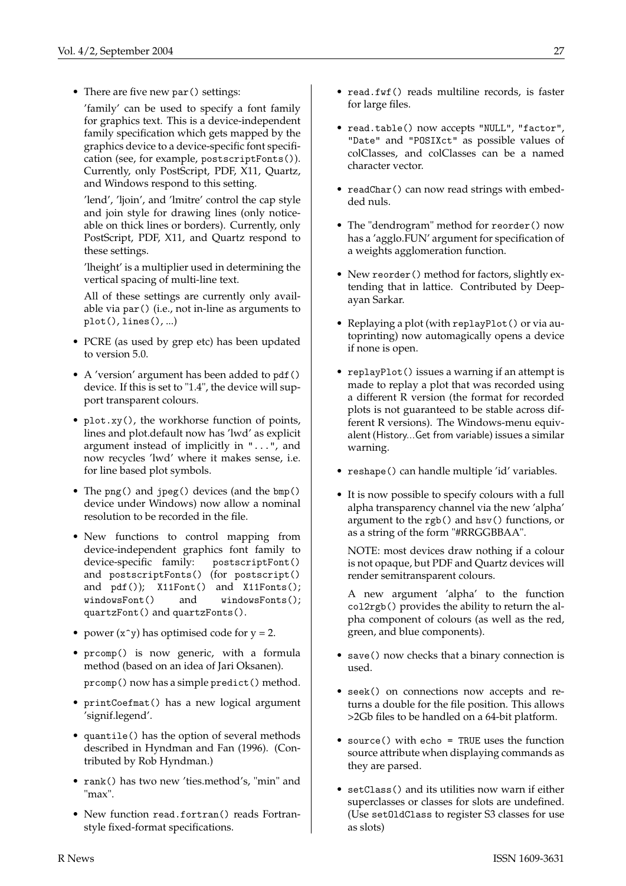- There are five new `par()` settings:

  'family' can be used to specify a font family for graphics text. This is a device-independent family specification which gets mapped by the graphics device to a device-specific font specification (see, for example, `postscriptFonts()`). Currently, only PostScript, PDF, X11, Quartz, and Windows respond to this setting.

  'lend', 'ljoin', and 'lmitre' control the cap style and join style for drawing lines (only noticeable on thick lines or borders). Currently, only PostScript, PDF, X11, and Quartz respond to these settings.

  'lheight' is a multiplier used in determining the vertical spacing of multi-line text.

  All of these settings are currently only available via `par()` (i.e., not in-line as arguments to `plot()`, `lines()`, ...)

- PCRE (as used by grep etc) has been updated to version 5.0.

- A 'version' argument has been added to `pdf()` device. If this is set to "1.4", the device will support transparent colours.

- `plot.xy()`, the workhorse function of points, lines and plot.default now has 'lwd' as explicit argument instead of implicitly in `"..."`, and now recycles 'lwd' where it makes sense, i.e. for line based plot symbols.

- The `png()` and `jpeg()` devices (and the `bmp()` device under Windows) now allow a nominal resolution to be recorded in the file.

- New functions to control mapping from device-independent graphics font family to device-specific family: `postscriptFont()` and `postscriptFonts()` (for `postscript()` and `pdf()`); `X11Font()` and `X11Fonts()`; `windowsFont()` and `windowsFonts()`; `quartzFont()` and `quartzFonts()`.

- power (`x^y`) has optimised code for y = 2.

- `prcomp()` is now generic, with a formula method (based on an idea of Jari Oksanen).

  `prcomp()` now has a simple `predict()` method.

- `printCoefmat()` has a new logical argument 'signif.legend'.

- `quantile()` has the option of several methods described in Hyndman and Fan (1996). (Contributed by Rob Hyndman.)

- `rank()` has two new 'ties.method's, "min" and "max".

- New function `read.fortran()` reads Fortran-style fixed-format specifications.

- `read.fwf()` reads multiline records, is faster for large files.

- `read.table()` now accepts `"NULL"`, `"factor"`, `"Date"` and `"POSIXct"` as possible values of colClasses, and colClasses can be a named character vector.

- `readChar()` can now read strings with embedded nuls.

- The "dendrogram" method for `reorder()` now has a 'agglo.FUN' argument for specification of a weights agglomeration function.

- New `reorder()` method for factors, slightly extending that in lattice. Contributed by Deepayan Sarkar.

- Replaying a plot (with `replayPlot()` or via autoprinting) now automagically opens a device if none is open.

- `replayPlot()` issues a warning if an attempt is made to replay a plot that was recorded using a different R version (the format for recorded plots is not guaranteed to be stable across different R versions). The Windows-menu equivalent (History...Get from variable) issues a similar warning.

- `reshape()` can handle multiple 'id' variables.

- It is now possible to specify colours with a full alpha transparency channel via the new 'alpha' argument to the `rgb()` and `hsv()` functions, or as a string of the form "#RRGGBBAA".

  NOTE: most devices draw nothing if a colour is not opaque, but PDF and Quartz devices will render semitransparent colours.

  A new argument 'alpha' to the function `col2rgb()` provides the ability to return the alpha component of colours (as well as the red, green, and blue components).

- `save()` now checks that a binary connection is used.

- `seek()` on connections now accepts and returns a double for the file position. This allows >2Gb files to be handled on a 64-bit platform.

- `source()` with `echo = TRUE` uses the function source attribute when displaying commands as they are parsed.

- `setClass()` and its utilities now warn if either superclasses or classes for slots are undefined. (Use `setOldClass` to register S3 classes for use as slots)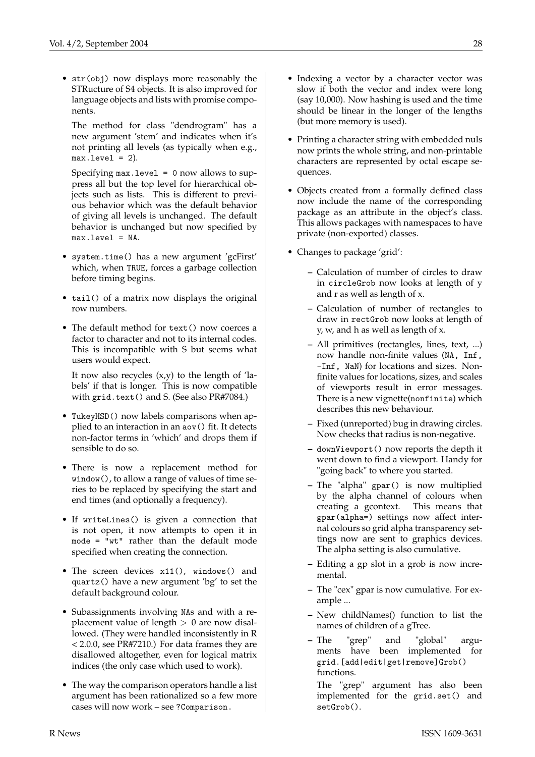- `str(obj)` now displays more reasonably the STRucture of S4 objects. It is also improved for language objects and lists with promise components.

  The method for class "dendrogram" has a new argument 'stem' and indicates when it's not printing all levels (as typically when e.g., `max.level = 2`).

  Specifying `max.level = 0` now allows to suppress all but the top level for hierarchical objects such as lists. This is different to previous behavior which was the default behavior of giving all levels is unchanged. The default behavior is unchanged but now specified by `max.level = NA`.

- `system.time()` has a new argument 'gcFirst' which, when `TRUE`, forces a garbage collection before timing begins.

- `tail()` of a matrix now displays the original row numbers.

- The default method for `text()` now coerces a factor to character and not to its internal codes. This is incompatible with S but seems what users would expect.

  It now also recycles (x,y) to the length of 'labels' if that is longer. This is now compatible with `grid.text()` and S. (See also PR#7084.)

- `TukeyHSD()` now labels comparisons when applied to an interaction in an `aov()` fit. It detects non-factor terms in 'which' and drops them if sensible to do so.

- There is now a replacement method for `window()`, to allow a range of values of time series to be replaced by specifying the start and end times (and optionally a frequency).

- If `writeLines()` is given a connection that is not open, it now attempts to open it in `mode = "wt"` rather than the default mode specified when creating the connection.

- The screen devices `x11()`, `windows()` and `quartz()` have a new argument 'bg' to set the default background colour.

- Subassignments involving `NA`s and with a replacement value of length $> 0$ are now disallowed. (They were handled inconsistently in R < 2.0.0, see PR#7210.) For data frames they are disallowed altogether, even for logical matrix indices (the only case which used to work).

- The way the comparison operators handle a list argument has been rationalized so a few more cases will now work – see `?Comparison`.

- Indexing a vector by a character vector was slow if both the vector and index were long (say 10,000). Now hashing is used and the time should be linear in the longer of the lengths (but more memory is used).

- Printing a character string with embedded nuls now prints the whole string, and non-printable characters are represented by octal escape sequences.

- Objects created from a formally defined class now include the name of the corresponding package as an attribute in the object's class. This allows packages with namespaces to have private (non-exported) classes.

- Changes to package 'grid':

  - Calculation of number of circles to draw in `circleGrob` now looks at length of y and r as well as length of x.

  - Calculation of number of rectangles to draw in `rectGrob` now looks at length of y, w, and h as well as length of x.

  - All primitives (rectangles, lines, text, ...) now handle non-finite values (`NA, Inf, -Inf, NaN`) for locations and sizes. Non-finite values for locations, sizes, and scales of viewports result in error messages. There is a new vignette(`nonfinite`) which describes this new behaviour.

  - Fixed (unreported) bug in drawing circles. Now checks that radius is non-negative.

  - `downViewport()` now reports the depth it went down to find a viewport. Handy for "going back" to where you started.

  - The "alpha" `gpar()` is now multiplied by the alpha channel of colours when creating a gcontext. This means that `gpar(alpha=)` settings now affect internal colours so grid alpha transparency settings now are sent to graphics devices. The alpha setting is also cumulative.

  - Editing a gp slot in a grob is now incremental.

  - The "cex" gpar is now cumulative. For example ...

  - New childNames() function to list the names of children of a gTree.

  - The "grep" and "global" arguments have been implemented for `grid.[add|edit|get|remove]Grob()` functions.

    The "grep" argument has also been implemented for the `grid.set()` and `setGrob()`.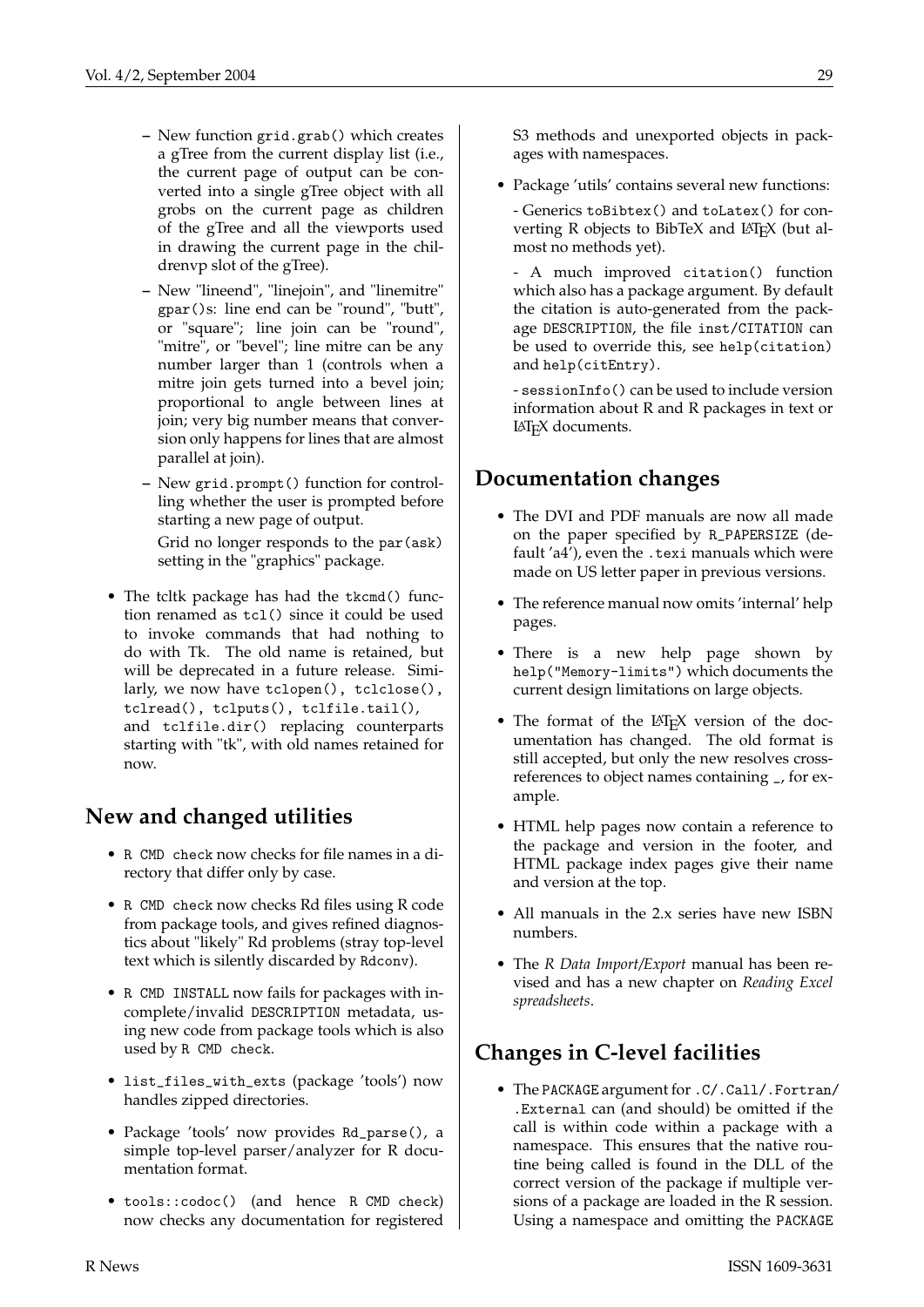- New function `grid.grab()` which creates a gTree from the current display list (i.e., the current page of output can be converted into a single gTree object with all grobs on the current page as children of the gTree and all the viewports used in drawing the current page in the childrenvp slot of the gTree).
   - New "lineend", "linejoin", and "linemitre" `gpar()`s: line end can be "round", "butt", or "square"; line join can be "round", "mitre", or "bevel"; line mitre can be any number larger than 1 (controls when a mitre join gets turned into a bevel join; proportional to angle between lines at join; very big number means that conversion only happens for lines that are almost parallel at join).
   - New `grid.prompt()` function for controlling whether the user is prompted before starting a new page of output.

     Grid no longer responds to the `par(ask)` setting in the "graphics" package.

- The tcltk package has had the `tkcmd()` function renamed as `tcl()` since it could be used to invoke commands that had nothing to do with Tk. The old name is retained, but will be deprecated in a future release. Similarly, we now have `tclopen()`, `tclclose()`, `tclread()`, `tclputs()`, `tclfile.tail()`, and `tclfile.dir()` replacing counterparts starting with "tk", with old names retained for now.

## New and changed utilities

- `R CMD check` now checks for file names in a directory that differ only by case.
- `R CMD check` now checks Rd files using R code from package tools, and gives refined diagnostics about "likely" Rd problems (stray top-level text which is silently discarded by `Rdconv`).
- `R CMD INSTALL` now fails for packages with incomplete/invalid `DESCRIPTION` metadata, using new code from package tools which is also used by `R CMD check`.
- `list_files_with_exts` (package 'tools') now handles zipped directories.
- Package 'tools' now provides `Rd_parse()`, a simple top-level parser/analyzer for R documentation format.
- `tools::codoc()` (and hence `R CMD check`) now checks any documentation for registered S3 methods and unexported objects in packages with namespaces.
- Package 'utils' contains several new functions:

  - Generics `toBibtex()` and `toLatex()` for converting R objects to BibTeX and LaTeX (but almost no methods yet).

  - A much improved `citation()` function which also has a package argument. By default the citation is auto-generated from the package `DESCRIPTION`, the file `inst/CITATION` can be used to override this, see `help(citation)` and `help(citEntry)`.

  - `sessionInfo()` can be used to include version information about R and R packages in text or LaTeX documents.

## Documentation changes

- The DVI and PDF manuals are now all made on the paper specified by `R_PAPERSIZE` (default 'a4'), even the `.texi` manuals which were made on US letter paper in previous versions.
- The reference manual now omits 'internal' help pages.
- There is a new help page shown by `help("Memory-limits")` which documents the current design limitations on large objects.
- The format of the LaTeX version of the documentation has changed. The old format is still accepted, but only the new resolves cross-references to object names containing `_`, for example.
- HTML help pages now contain a reference to the package and version in the footer, and HTML package index pages give their name and version at the top.
- All manuals in the 2.x series have new ISBN numbers.
- The *R Data Import/Export* manual has been revised and has a new chapter on *Reading Excel spreadsheets*.

## Changes in C-level facilities

- The `PACKAGE` argument for `.C`/`.Call`/`.Fortran`/`.External` can (and should) be omitted if the call is within code within a package with a namespace. This ensures that the native routine being called is found in the DLL of the correct version of the package if multiple versions of a package are loaded in the R session. Using a namespace and omitting the `PACKAGE`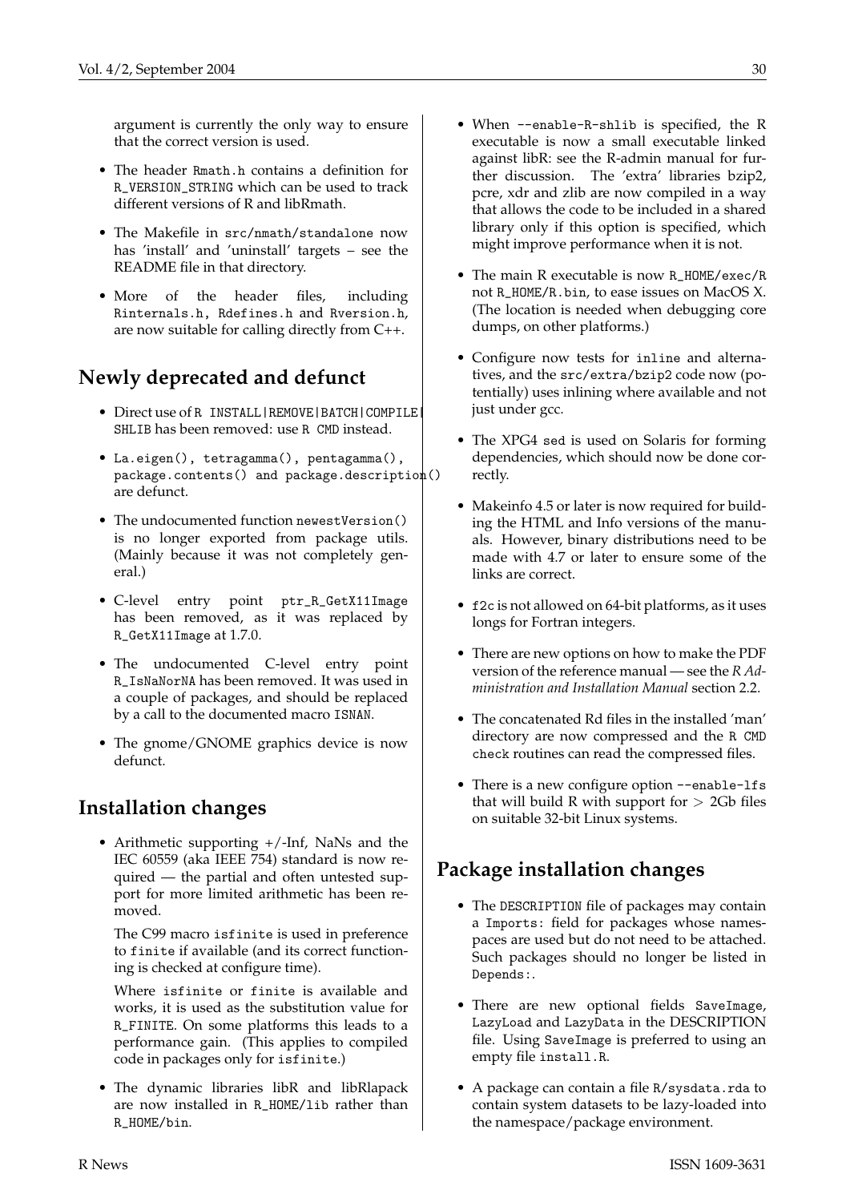argument is currently the only way to ensure that the correct version is used.

- The header `Rmath.h` contains a definition for `R_VERSION_STRING` which can be used to track different versions of R and libRmath.
- The Makefile in `src/nmath/standalone` now has 'install' and 'uninstall' targets – see the README file in that directory.
- More of the header files, including `Rinternals.h`, `Rdefines.h` and `Rversion.h`, are now suitable for calling directly from C++.

## Newly deprecated and defunct

- Direct use of `R INSTALL|REMOVE|BATCH|COMPILE|SHLIB` has been removed: use `R CMD` instead.
- `La.eigen()`, `tetragamma()`, `pentagamma()`, `package.contents()` and `package.description()` are defunct.
- The undocumented function `newestVersion()` is no longer exported from package utils. (Mainly because it was not completely general.)
- C-level entry point `ptr_R_GetX11Image` has been removed, as it was replaced by `R_GetX11Image` at 1.7.0.
- The undocumented C-level entry point `R_IsNaNorNA` has been removed. It was used in a couple of packages, and should be replaced by a call to the documented macro `ISNAN`.
- The gnome/GNOME graphics device is now defunct.

## Installation changes

- Arithmetic supporting +/-Inf, NaNs and the IEC 60559 (aka IEEE 754) standard is now required — the partial and often untested support for more limited arithmetic has been removed.

  The C99 macro `isfinite` is used in preference to `finite` if available (and its correct functioning is checked at configure time).

  Where `isfinite` or `finite` is available and works, it is used as the substitution value for `R_FINITE`. On some platforms this leads to a performance gain. (This applies to compiled code in packages only for `isfinite`.)
- The dynamic libraries libR and libRlapack are now installed in `R_HOME/lib` rather than `R_HOME/bin`.
- When `--enable-R-shlib` is specified, the R executable is now a small executable linked against libR: see the R-admin manual for further discussion. The 'extra' libraries bzip2, pcre, xdr and zlib are now compiled in a way that allows the code to be included in a shared library only if this option is specified, which might improve performance when it is not.
- The main R executable is now `R_HOME/exec/R` not `R_HOME/R.bin`, to ease issues on MacOS X. (The location is needed when debugging core dumps, on other platforms.)
- Configure now tests for `inline` and alternatives, and the `src/extra/bzip2` code now (potentially) uses inlining where available and not just under gcc.
- The XPG4 `sed` is used on Solaris for forming dependencies, which should now be done correctly.
- Makeinfo 4.5 or later is now required for building the HTML and Info versions of the manuals. However, binary distributions need to be made with 4.7 or later to ensure some of the links are correct.
- `f2c` is not allowed on 64-bit platforms, as it uses longs for Fortran integers.
- There are new options on how to make the PDF version of the reference manual — see the *R Administration and Installation Manual* section 2.2.
- The concatenated Rd files in the installed 'man' directory are now compressed and the `R CMD check` routines can read the compressed files.
- There is a new configure option `--enable-lfs` that will build R with support for $>$ 2Gb files on suitable 32-bit Linux systems.

## Package installation changes

- The `DESCRIPTION` file of packages may contain a `Imports:` field for packages whose namespaces are used but do not need to be attached. Such packages should no longer be listed in `Depends:`.
- There are new optional fields `SaveImage`, `LazyLoad` and `LazyData` in the DESCRIPTION file. Using `SaveImage` is preferred to using an empty file `install.R`.
- A package can contain a file `R/sysdata.rda` to contain system datasets to be lazy-loaded into the namespace/package environment.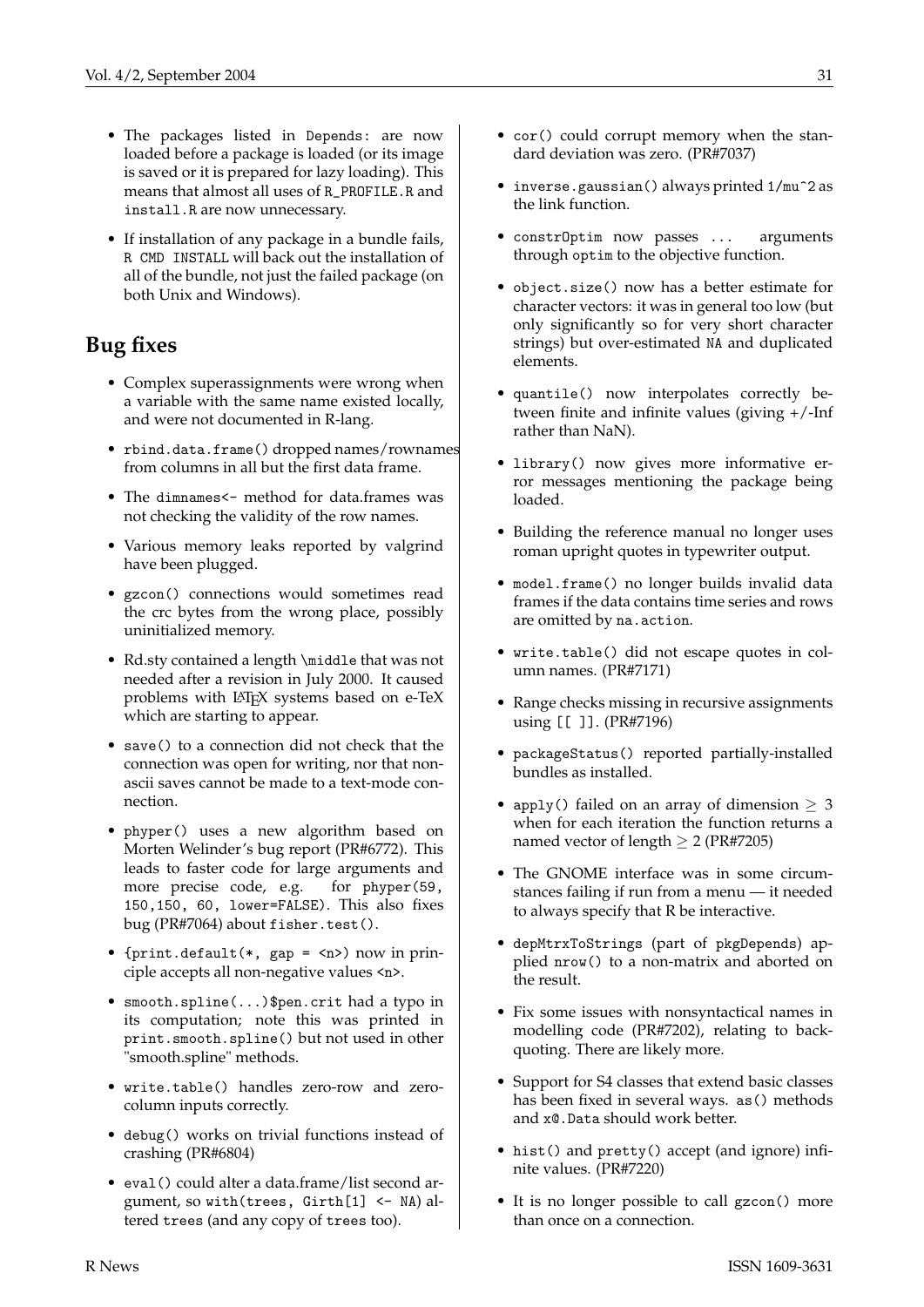- The packages listed in `Depends:` are now loaded before a package is loaded (or its image is saved or it is prepared for lazy loading). This means that almost all uses of `R_PROFILE.R` and `install.R` are now unnecessary.

- If installation of any package in a bundle fails, `R CMD INSTALL` will back out the installation of all of the bundle, not just the failed package (on both Unix and Windows).

## Bug fixes

- Complex superassignments were wrong when a variable with the same name existed locally, and were not documented in R-lang.

- `rbind.data.frame()` dropped names/rownames from columns in all but the first data frame.

- The `dimnames<-` method for data.frames was not checking the validity of the row names.

- Various memory leaks reported by valgrind have been plugged.

- `gzcon()` connections would sometimes read the crc bytes from the wrong place, possibly uninitialized memory.

- Rd.sty contained a length `\middle` that was not needed after a revision in July 2000. It caused problems with LaTeX systems based on e-TeX which are starting to appear.

- `save()` to a connection did not check that the connection was open for writing, nor that non-ascii saves cannot be made to a text-mode connection.

- `phyper()` uses a new algorithm based on Morten Welinder's bug report (PR#6772). This leads to faster code for large arguments and more precise code, e.g. for `phyper(59, 150,150, 60, lower=FALSE)`. This also fixes bug (PR#7064) about `fisher.test()`.

- `{print.default(*, gap = <n>)` now in principle accepts all non-negative values `<n>`.

- `smooth.spline(...)$pen.crit` had a typo in its computation; note this was printed in `print.smooth.spline()` but not used in other "smooth.spline" methods.

- `write.table()` handles zero-row and zero-column inputs correctly.

- `debug()` works on trivial functions instead of crashing (PR#6804)

- `eval()` could alter a data.frame/list second argument, so `with(trees, Girth[1] <- NA)` altered `trees` (and any copy of `trees` too).

- `cor()` could corrupt memory when the standard deviation was zero. (PR#7037)

- `inverse.gaussian()` always printed `1/mu^2` as the link function.

- `constrOptim` now passes `...` arguments through `optim` to the objective function.

- `object.size()` now has a better estimate for character vectors: it was in general too low (but only significantly so for very short character strings) but over-estimated `NA` and duplicated elements.

- `quantile()` now interpolates correctly between finite and infinite values (giving +/-Inf rather than NaN).

- `library()` now gives more informative error messages mentioning the package being loaded.

- Building the reference manual no longer uses roman upright quotes in typewriter output.

- `model.frame()` no longer builds invalid data frames if the data contains time series and rows are omitted by `na.action`.

- `write.table()` did not escape quotes in column names. (PR#7171)

- Range checks missing in recursive assignments using `[[ ]]`. (PR#7196)

- `packageStatus()` reported partially-installed bundles as installed.

- `apply()` failed on an array of dimension $\geq 3$ when for each iteration the function returns a named vector of length $\geq 2$ (PR#7205)

- The GNOME interface was in some circumstances failing if run from a menu — it needed to always specify that R be interactive.

- `depMtrxToStrings` (part of `pkgDepends`) applied `nrow()` to a non-matrix and aborted on the result.

- Fix some issues with nonsyntactical names in modelling code (PR#7202), relating to backquoting. There are likely more.

- Support for S4 classes that extend basic classes has been fixed in several ways. `as()` methods and `x@.Data` should work better.

- `hist()` and `pretty()` accept (and ignore) infinite values. (PR#7220)

- It is no longer possible to call `gzcon()` more than once on a connection.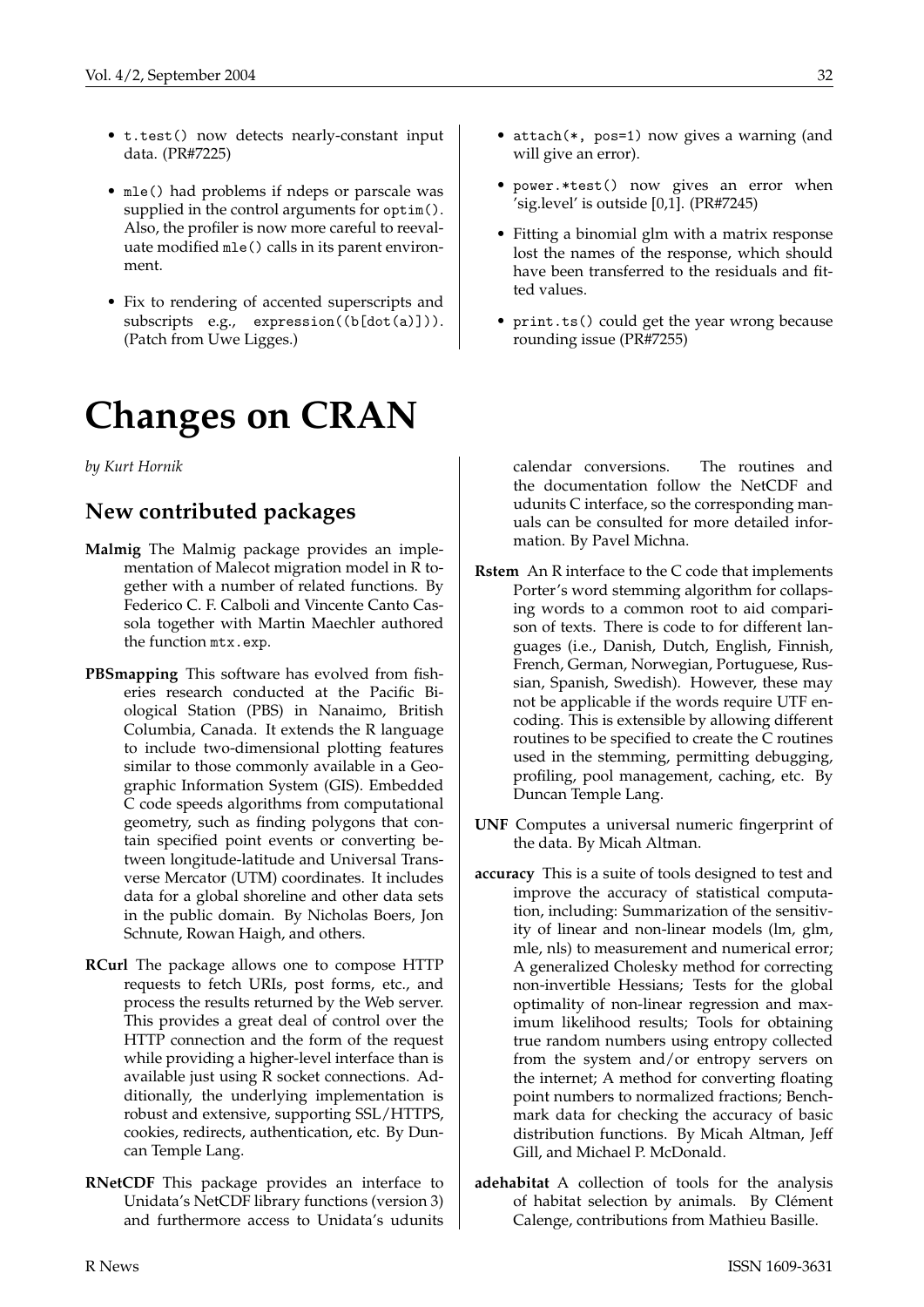- `t.test()` now detects nearly-constant input data. (PR#7225)

- `mle()` had problems if ndeps or parscale was supplied in the control arguments for `optim()`. Also, the profiler is now more careful to reevaluate modified `mle()` calls in its parent environment.

- Fix to rendering of accented superscripts and subscripts e.g., `expression((b[dot(a)]))`. (Patch from Uwe Ligges.)

- `attach(*, pos=1)` now gives a warning (and will give an error).

- `power.*test()` now gives an error when 'sig.level' is outside [0,1]. (PR#7245)

- Fitting a binomial glm with a matrix response lost the names of the response, which should have been transferred to the residuals and fitted values.

- `print.ts()` could get the year wrong because rounding issue (PR#7255)

# Changes on CRAN

*by Kurt Hornik*

## New contributed packages

**Malmig** The Malmig package provides an implementation of Malecot migration model in R together with a number of related functions. By Federico C. F. Calboli and Vincente Canto Cassola together with Martin Maechler authored the function `mtx.exp`.

**PBSmapping** This software has evolved from fisheries research conducted at the Pacific Biological Station (PBS) in Nanaimo, British Columbia, Canada. It extends the R language to include two-dimensional plotting features similar to those commonly available in a Geographic Information System (GIS). Embedded C code speeds algorithms from computational geometry, such as finding polygons that contain specified point events or converting between longitude-latitude and Universal Transverse Mercator (UTM) coordinates. It includes data for a global shoreline and other data sets in the public domain. By Nicholas Boers, Jon Schnute, Rowan Haigh, and others.

**RCurl** The package allows one to compose HTTP requests to fetch URIs, post forms, etc., and process the results returned by the Web server. This provides a great deal of control over the HTTP connection and the form of the request while providing a higher-level interface than is available just using R socket connections. Additionally, the underlying implementation is robust and extensive, supporting SSL/HTTPS, cookies, redirects, authentication, etc. By Duncan Temple Lang.

**RNetCDF** This package provides an interface to Unidata's NetCDF library functions (version 3) and furthermore access to Unidata's udunits calendar conversions. The routines and the documentation follow the NetCDF and udunits C interface, so the corresponding manuals can be consulted for more detailed information. By Pavel Michna.

**Rstem** An R interface to the C code that implements Porter's word stemming algorithm for collapsing words to a common root to aid comparison of texts. There is code to for different languages (i.e., Danish, Dutch, English, Finnish, French, German, Norwegian, Portuguese, Russian, Spanish, Swedish). However, these may not be applicable if the words require UTF encoding. This is extensible by allowing different routines to be specified to create the C routines used in the stemming, permitting debugging, profiling, pool management, caching, etc. By Duncan Temple Lang.

**UNF** Computes a universal numeric fingerprint of the data. By Micah Altman.

**accuracy** This is a suite of tools designed to test and improve the accuracy of statistical computation, including: Summarization of the sensitivity of linear and non-linear models (lm, glm, mle, nls) to measurement and numerical error; A generalized Cholesky method for correcting non-invertible Hessians; Tests for the global optimality of non-linear regression and maximum likelihood results; Tools for obtaining true random numbers using entropy collected from the system and/or entropy servers on the internet; A method for converting floating point numbers to normalized fractions; Benchmark data for checking the accuracy of basic distribution functions. By Micah Altman, Jeff Gill, and Michael P. McDonald.

**adehabitat** A collection of tools for the analysis of habitat selection by animals. By Clément Calenge, contributions from Mathieu Basille.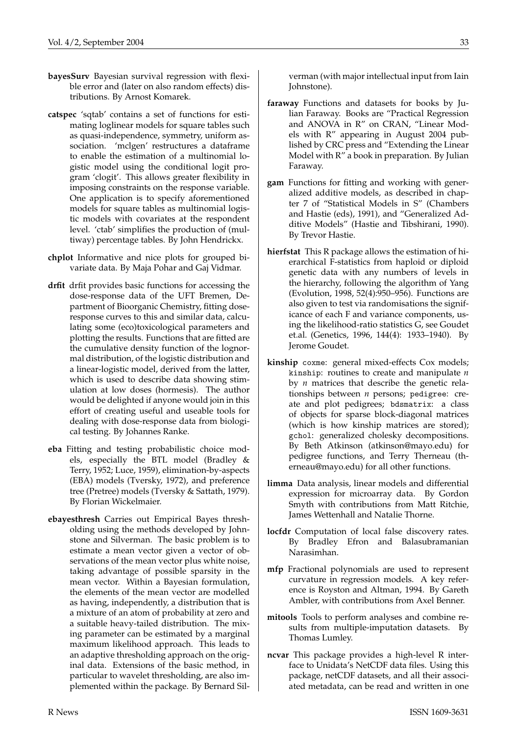**bayesSurv** Bayesian survival regression with flexible error and (later on also random effects) distributions. By Arnost Komarek.

**catspec** 'sqtab' contains a set of functions for estimating loglinear models for square tables such as quasi-independence, symmetry, uniform association. 'mclgen' restructures a dataframe to enable the estimation of a multinomial logistic model using the conditional logit program 'clogit'. This allows greater flexibility in imposing constraints on the response variable. One application is to specify aforementioned models for square tables as multinomial logistic models with covariates at the respondent level. 'ctab' simplifies the production of (multiway) percentage tables. By John Hendrickx.

**chplot** Informative and nice plots for grouped bivariate data. By Maja Pohar and Gaj Vidmar.

**drfit** drfit provides basic functions for accessing the dose-response data of the UFT Bremen, Department of Bioorganic Chemistry, fitting dose-response curves to this and similar data, calculating some (eco)toxicological parameters and plotting the results. Functions that are fitted are the cumulative density function of the lognormal distribution, of the logistic distribution and a linear-logistic model, derived from the latter, which is used to describe data showing stimulation at low doses (hormesis). The author would be delighted if anyone would join in this effort of creating useful and useable tools for dealing with dose-response data from biological testing. By Johannes Ranke.

**eba** Fitting and testing probabilistic choice models, especially the BTL model (Bradley & Terry, 1952; Luce, 1959), elimination-by-aspects (EBA) models (Tversky, 1972), and preference tree (Pretree) models (Tversky & Sattath, 1979). By Florian Wickelmaier.

**ebayesthresh** Carries out Empirical Bayes thresholding using the methods developed by Johnstone and Silverman. The basic problem is to estimate a mean vector given a vector of observations of the mean vector plus white noise, taking advantage of possible sparsity in the mean vector. Within a Bayesian formulation, the elements of the mean vector are modelled as having, independently, a distribution that is a mixture of an atom of probability at zero and a suitable heavy-tailed distribution. The mixing parameter can be estimated by a marginal maximum likelihood approach. This leads to an adaptive thresholding approach on the original data. Extensions of the basic method, in particular to wavelet thresholding, are also implemented within the package. By Bernard Silverman (with major intellectual input from Iain Johnstone).

**faraway** Functions and datasets for books by Julian Faraway. Books are "Practical Regression and ANOVA in R" on CRAN, "Linear Models with R" appearing in August 2004 published by CRC press and "Extending the Linear Model with R" a book in preparation. By Julian Faraway.

**gam** Functions for fitting and working with generalized additive models, as described in chapter 7 of "Statistical Models in S" (Chambers and Hastie (eds), 1991), and "Generalized Additive Models" (Hastie and Tibshirani, 1990). By Trevor Hastie.

**hierfstat** This R package allows the estimation of hierarchical F-statistics from haploid or diploid genetic data with any numbers of levels in the hierarchy, following the algorithm of Yang (Evolution, 1998, 52(4):950–956). Functions are also given to test via randomisations the significance of each F and variance components, using the likelihood-ratio statistics G, see Goudet et.al. (Genetics, 1996, 144(4): 1933–1940). By Jerome Goudet.

**kinship** `coxme`: general mixed-effects Cox models; `kinship`: routines to create and manipulate $n$ by $n$ matrices that describe the genetic relationships between $n$ persons; `pedigree`: create and plot pedigrees; `bdsmatrix`: a class of objects for sparse block-diagonal matrices (which is how kinship matrices are stored); `gchol`: generalized cholesky decompositions. By Beth Atkinson (atkinson@mayo.edu) for pedigree functions, and Terry Therneau (therneau@mayo.edu) for all other functions.

**limma** Data analysis, linear models and differential expression for microarray data. By Gordon Smyth with contributions from Matt Ritchie, James Wettenhall and Natalie Thorne.

**locfdr** Computation of local false discovery rates. By Bradley Efron and Balasubramanian Narasimhan.

**mfp** Fractional polynomials are used to represent curvature in regression models. A key reference is Royston and Altman, 1994. By Gareth Ambler, with contributions from Axel Benner.

**mitools** Tools to perform analyses and combine results from multiple-imputation datasets. By Thomas Lumley.

**ncvar** This package provides a high-level R interface to Unidata's NetCDF data files. Using this package, netCDF datasets, and all their associated metadata, can be read and written in one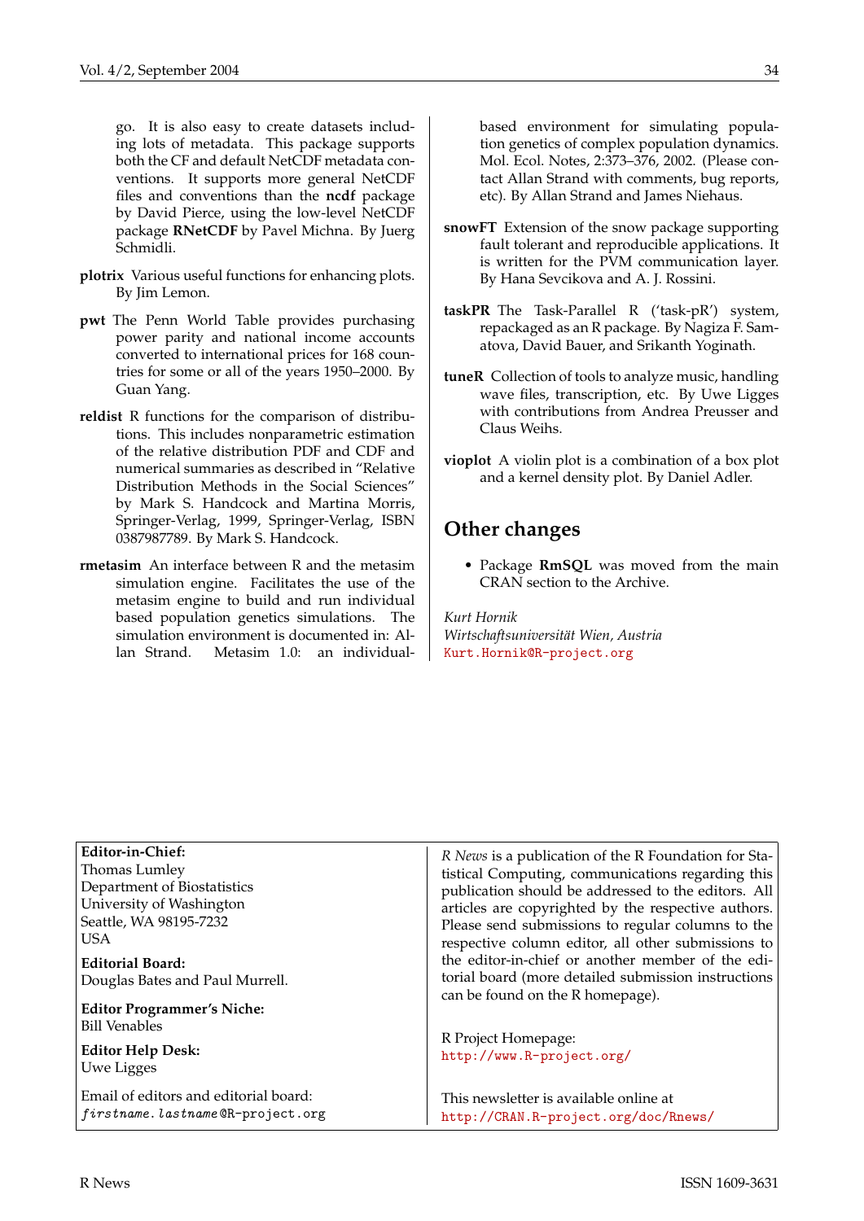go. It is also easy to create datasets including lots of metadata. This package supports both the CF and default NetCDF metadata conventions. It supports more general NetCDF files and conventions than the **ncdf** package by David Pierce, using the low-level NetCDF package **RNetCDF** by Pavel Michna. By Juerg Schmidli.

**plotrix** Various useful functions for enhancing plots. By Jim Lemon.

**pwt** The Penn World Table provides purchasing power parity and national income accounts converted to international prices for 168 countries for some or all of the years 1950–2000. By Guan Yang.

**reldist** R functions for the comparison of distributions. This includes nonparametric estimation of the relative distribution PDF and CDF and numerical summaries as described in "Relative Distribution Methods in the Social Sciences" by Mark S. Handcock and Martina Morris, Springer-Verlag, 1999, Springer-Verlag, ISBN 0387987789. By Mark S. Handcock.

**rmetasim** An interface between R and the metasim simulation engine. Facilitates the use of the metasim engine to build and run individual based population genetics simulations. The simulation environment is documented in: Allan Strand. Metasim 1.0: an individual-based environment for simulating population genetics of complex population dynamics. Mol. Ecol. Notes, 2:373–376, 2002. (Please contact Allan Strand with comments, bug reports, etc). By Allan Strand and James Niehaus.

**snowFT** Extension of the snow package supporting fault tolerant and reproducible applications. It is written for the PVM communication layer. By Hana Sevcikova and A. J. Rossini.

**taskPR** The Task-Parallel R ('task-pR') system, repackaged as an R package. By Nagiza F. Samatova, David Bauer, and Srikanth Yoginath.

**tuneR** Collection of tools to analyze music, handling wave files, transcription, etc. By Uwe Ligges with contributions from Andrea Preusser and Claus Weihs.

**vioplot** A violin plot is a combination of a box plot and a kernel density plot. By Daniel Adler.

## Other changes

- Package **RmSQL** was moved from the main CRAN section to the Archive.

*Kurt Hornik*
*Wirtschaftsuniversität Wien, Austria*
Kurt.Hornik@R-project.org

---

**Editor-in-Chief:**
Thomas Lumley
Department of Biostatistics
University of Washington
Seattle, WA 98195-7232
USA

**Editorial Board:**
Douglas Bates and Paul Murrell.

**Editor Programmer's Niche:**
Bill Venables

**Editor Help Desk:**
Uwe Ligges

Email of editors and editorial board:
*firstname.lastname*@R-project.org

*R News* is a publication of the R Foundation for Statistical Computing, communications regarding this publication should be addressed to the editors. All articles are copyrighted by the respective authors. Please send submissions to regular columns to the respective column editor, all other submissions to the editor-in-chief or another member of the editorial board (more detailed submission instructions can be found on the R homepage).

R Project Homepage:
http://www.R-project.org/

This newsletter is available online at
http://CRAN.R-project.org/doc/Rnews/